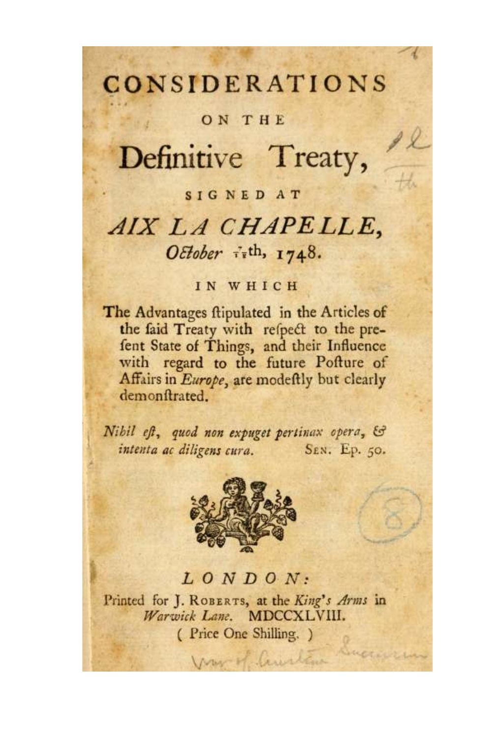# CONSIDERATIONS

## ON THE

# Definitive Treaty,

### SIGNED AT

# *AIX LA CHAPELLE*,

### *October* $\frac{7}{18}$th, 1748.

IN WHICH

The Advantages ſtipulated in the Articles of the ſaid Treaty with reſpect to the preſent State of Things, and their Influence with regard to the future Poſture of Affairs in *Europe*, are modeſtly but clearly demonſtrated.

*Nihil eſt, quod non expuget pertinax opera, & intenta ac diligens cura.* SEN. Ep. 50.

*LONDON:*

Printed for J. ROBERTS, at the *King's Arms* in *Warwick Lane*. MDCCXLVIII.

( Price One Shilling. )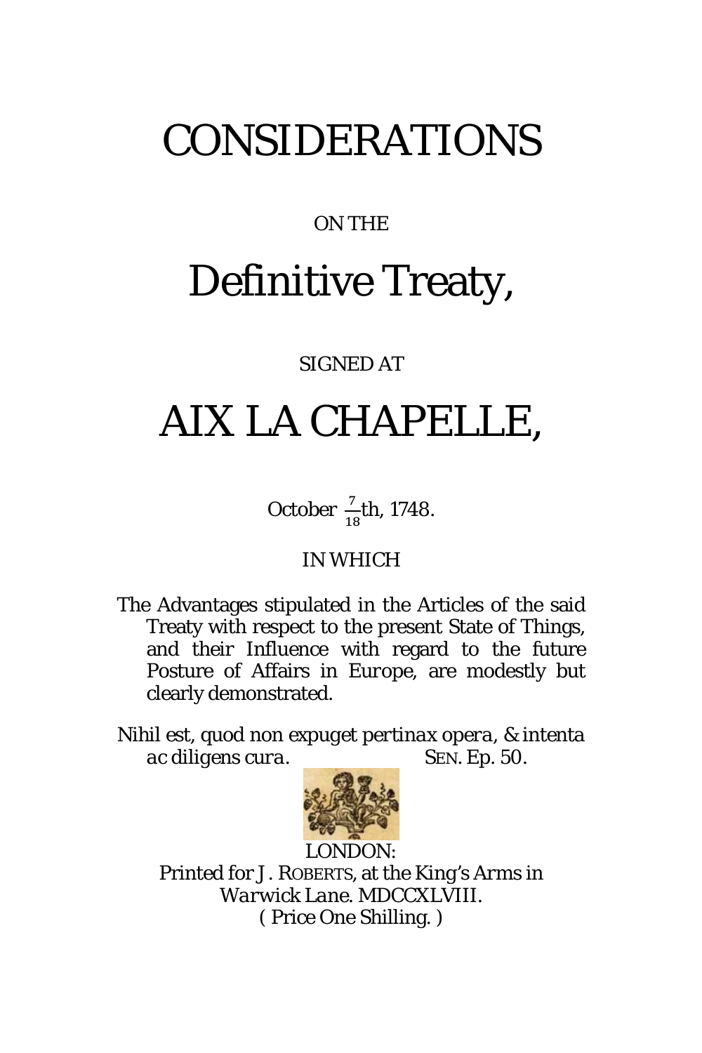# CONSIDERATIONS

ON THE

# Definitive Treaty,

SIGNED AT

# AIX LA CHAPELLE,

October $\frac{7}{18}$th, 1748.

IN WHICH

The Advantages stipulated in the Articles of the said Treaty with respect to the present State of Things, and their Influence with regard to the future Posture of Affairs in Europe, are modestly but clearly demonstrated.

*Nihil est, quod non expuget pertinax opera, & intenta ac diligens cura.* SEN. Ep. 50.

LONDON:
Printed for J. ROBERTS, at the King's Arms in *Warwick Lane*. MDCCXLVIII.
( Price One Shilling. )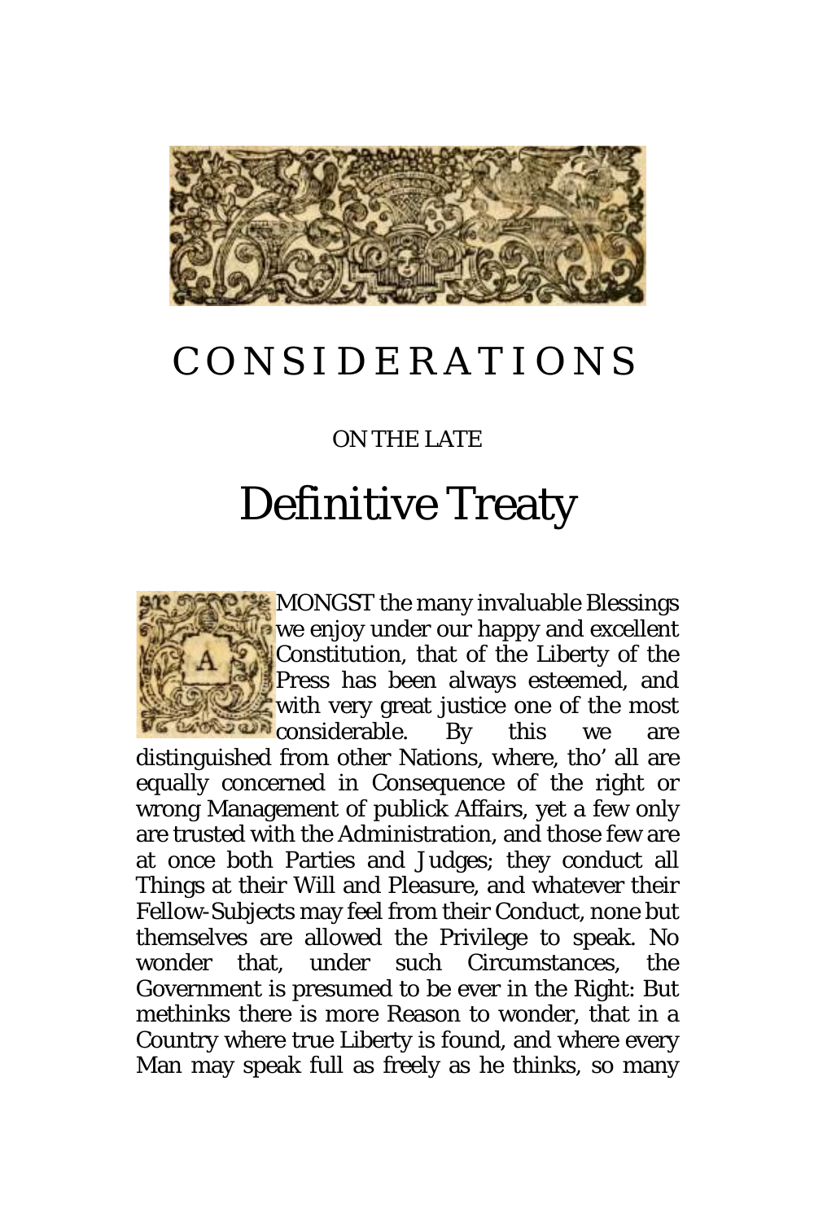# CONSIDERATIONS

ON THE LATE

# Definitive Treaty

AMONGST the many invaluable Blessings we enjoy under our happy and excellent Constitution, that of the Liberty of the Press has been always esteemed, and with very great justice one of the most considerable. By this we are distinguished from other Nations, where, tho' all are equally concerned in Consequence of the right or wrong Management of publick Affairs, yet a few only are trusted with the Administration, and those few are at once both Parties and Judges; they conduct all Things at their Will and Pleasure, and whatever their Fellow-Subjects may feel from their Conduct, none but themselves are allowed the Privilege to speak. No wonder that, under such Circumstances, the Government is presumed to be ever in the Right: But methinks there is more Reason to wonder, that in a Country where true Liberty is found, and where every Man may speak full as freely as he thinks, so many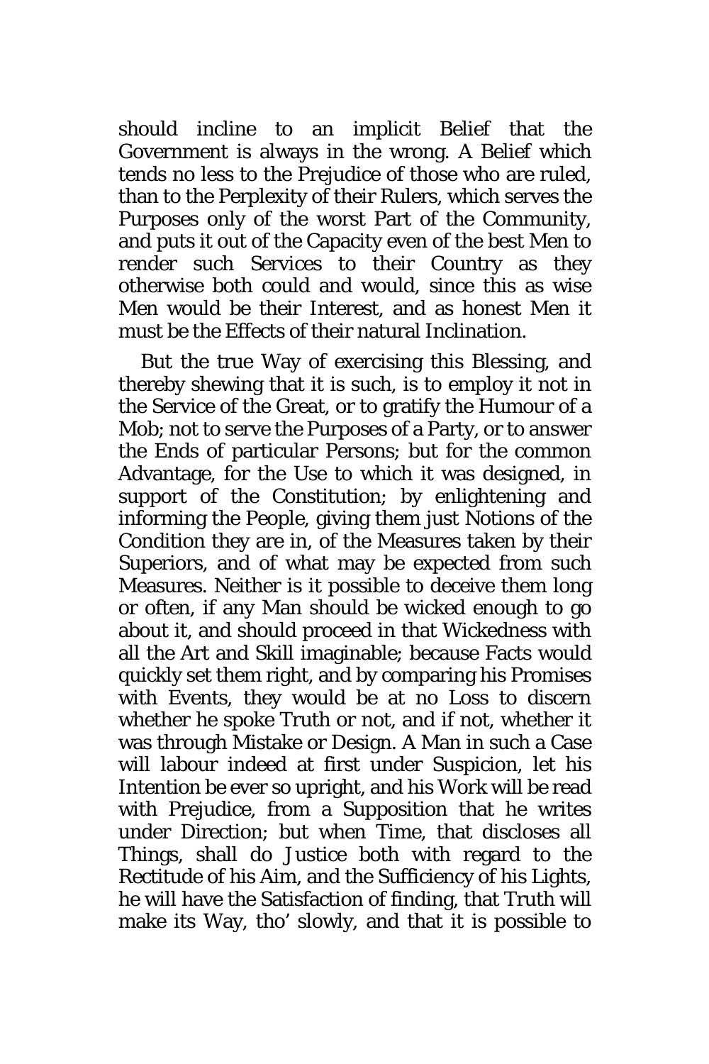should incline to an implicit Belief that the Government is always in the wrong. A Belief which tends no less to the Prejudice of those who are ruled, than to the Perplexity of their Rulers, which serves the Purposes only of the worst Part of the Community, and puts it out of the Capacity even of the best Men to render such Services to their Country as they otherwise both could and would, since this as wise Men would be their Interest, and as honest Men it must be the Effects of their natural Inclination.

But the true Way of exercising this Blessing, and thereby shewing that it is such, is to employ it not in the Service of the Great, or to gratify the Humour of a Mob; not to serve the Purposes of a Party, or to answer the Ends of particular Persons; but for the common Advantage, for the Use to which it was designed, in support of the Constitution; by enlightening and informing the People, giving them just Notions of the Condition they are in, of the Measures taken by their Superiors, and of what may be expected from such Measures. Neither is it possible to deceive them long or often, if any Man should be wicked enough to go about it, and should proceed in that Wickedness with all the Art and Skill imaginable; because Facts would quickly set them right, and by comparing his Promises with Events, they would be at no Loss to discern whether he spoke Truth or not, and if not, whether it was through Mistake or Design. A Man in such a Case will labour indeed at first under Suspicion, let his Intention be ever so upright, and his Work will be read with Prejudice, from a Supposition that he writes under Direction; but when Time, that discloses all Things, shall do Justice both with regard to the Rectitude of his Aim, and the Sufficiency of his Lights, he will have the Satisfaction of finding, that Truth will make its Way, tho' slowly, and that it is possible to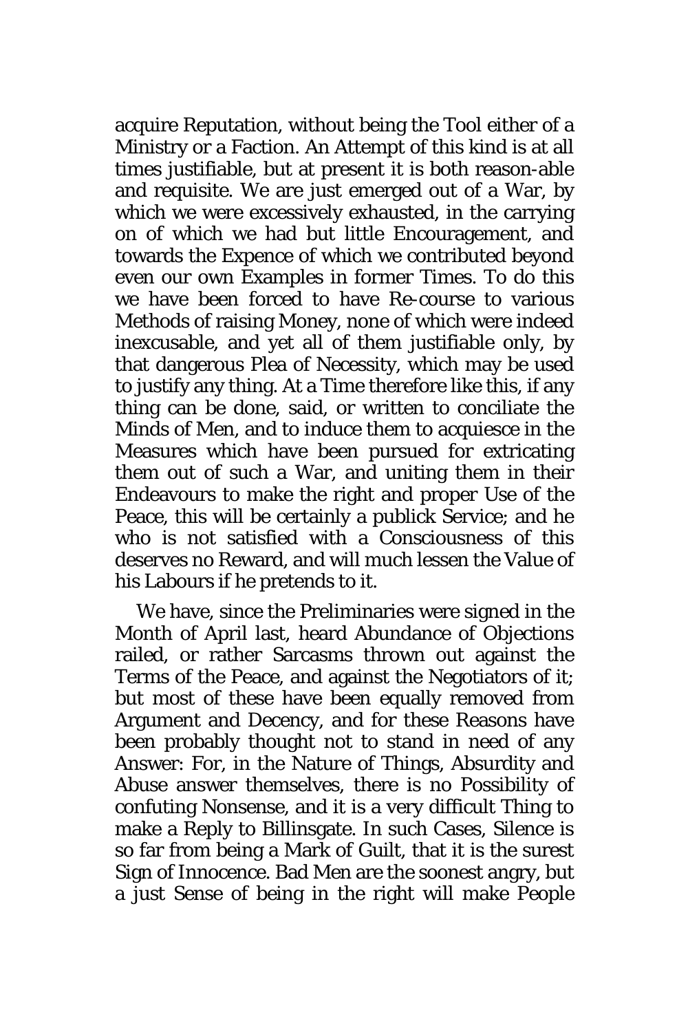acquire Reputation, without being the Tool either of a Ministry or a Faction. An Attempt of this kind is at all times justifiable, but at present it is both reason-able and requisite. We are just emerged out of a War, by which we were excessively exhausted, in the carrying on of which we had but little Encouragement, and towards the Expence of which we contributed beyond even our own Examples in former Times. To do this we have been forced to have Re-course to various Methods of raising Money, none of which were indeed inexcusable, and yet all of them justifiable only, by that dangerous Plea of Necessity, which may be used to justify any thing. At a Time therefore like this, if any thing can be done, said, or written to conciliate the Minds of Men, and to induce them to acquiesce in the Measures which have been pursued for extricating them out of such a War, and uniting them in their Endeavours to make the right and proper Use of the Peace, this will be certainly a publick Service; and he who is not satisfied with a Consciousness of this deserves no Reward, and will much lessen the Value of his Labours if he pretends to it.

We have, since the Preliminaries were signed in the Month of April last, heard Abundance of Objections railed, or rather Sarcasms thrown out against the Terms of the Peace, and against the Negotiators of it; but most of these have been equally removed from Argument and Decency, and for these Reasons have been probably thought not to stand in need of any Answer: For, in the Nature of Things, Absurdity and Abuse answer themselves, there is no Possibility of confuting Nonsense, and it is a very difficult Thing to make a Reply to Billinsgate. In such Cases, Silence is so far from being a Mark of Guilt, that it is the surest Sign of Innocence. Bad Men are the soonest angry, but a just Sense of being in the right will make People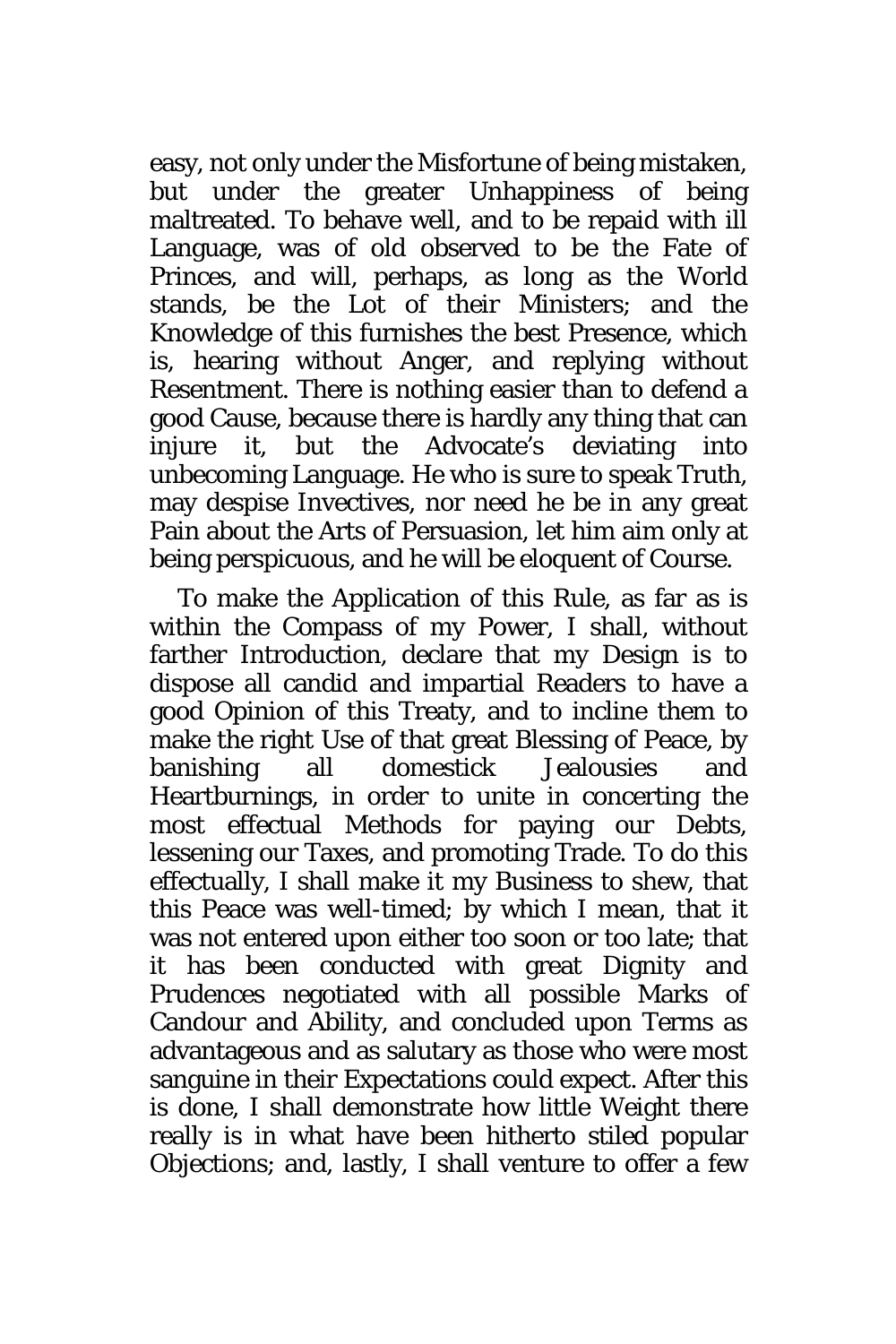easy, not only under the Misfortune of being mistaken, but under the greater Unhappiness of being maltreated. To behave well, and to be repaid with ill Language, was of old observed to be the Fate of Princes, and will, perhaps, as long as the World stands, be the Lot of their Ministers; and the Knowledge of this furnishes the best Presence, which is, hearing without Anger, and replying without Resentment. There is nothing easier than to defend a good Cause, because there is hardly any thing that can injure it, but the Advocate's deviating into unbecoming Language. He who is sure to speak Truth, may despise Invectives, nor need he be in any great Pain about the Arts of Persuasion, let him aim only at being perspicuous, and he will be eloquent of Course.

To make the Application of this Rule, as far as is within the Compass of my Power, I shall, without farther Introduction, declare that my Design is to dispose all candid and impartial Readers to have a good Opinion of this Treaty, and to incline them to make the right Use of that great Blessing of Peace, by banishing all domestick Jealousies and Heartburnings, in order to unite in concerting the most effectual Methods for paying our Debts, lessening our Taxes, and promoting Trade. To do this effectually, I shall make it my Business to shew, that this Peace was well-timed; by which I mean, that it was not entered upon either too soon or too late; that it has been conducted with great Dignity and Prudences negotiated with all possible Marks of Candour and Ability, and concluded upon Terms as advantageous and as salutary as those who were most sanguine in their Expectations could expect. After this is done, I shall demonstrate how little Weight there really is in what have been hitherto stiled popular Objections; and, lastly, I shall venture to offer a few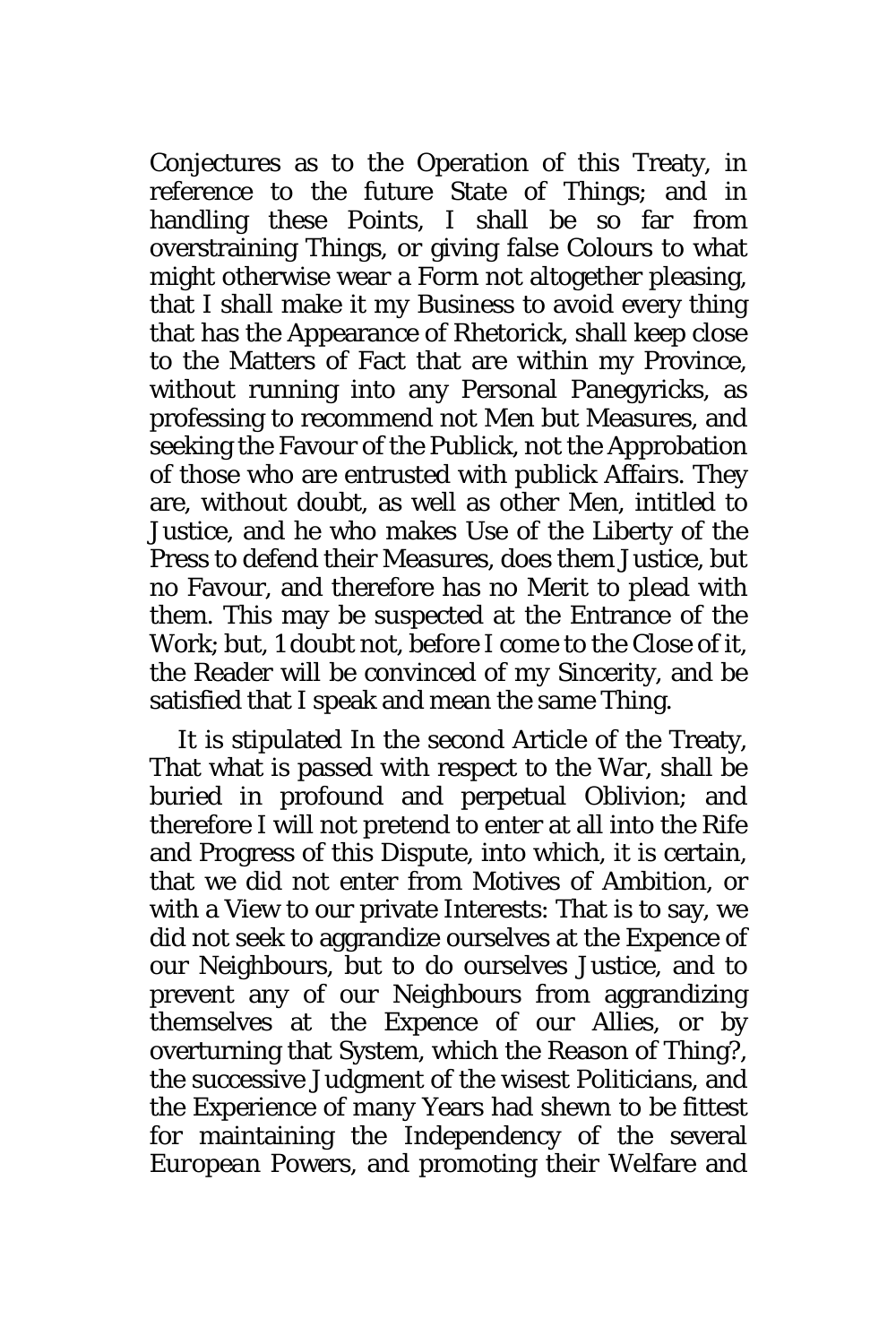Conjectures as to the Operation of this Treaty, in reference to the future State of Things; and in handling these Points, I shall be so far from overstraining Things, or giving false Colours to what might otherwise wear a Form not altogether pleasing, that I shall make it my Business to avoid every thing that has the Appearance of Rhetorick, shall keep close to the Matters of Fact that are within my Province, without running into any Personal Panegyricks, as professing to recommend not Men but Measures, and seeking the Favour of the Publick, not the Approbation of those who are entrusted with publick Affairs. They are, without doubt, as well as other Men, intitled to Justice, and he who makes Use of the Liberty of the Press to defend their Measures, does them Justice, but no Favour, and therefore has no Merit to plead with them. This may be suspected at the Entrance of the Work; but, I doubt not, before I come to the Close of it, the Reader will be convinced of my Sincerity, and be satisfied that I speak and mean the same Thing.

It is stipulated In the second Article of the Treaty, That what is passed with respect to the War, shall be buried in profound and perpetual Oblivion; and therefore I will not pretend to enter at all into the Rife and Progress of this Dispute, into which, it is certain, that we did not enter from Motives of Ambition, or with a View to our private Interests: That is to say, we did not seek to aggrandize ourselves at the Expence of our Neighbours, but to do ourselves Justice, and to prevent any of our Neighbours from aggrandizing themselves at the Expence of our Allies, or by overturning that System, which the Reason of Thing?, the successive Judgment of the wisest Politicians, and the Experience of many Years had shewn to be fittest for maintaining the Independency of the several *European* Powers, and promoting their Welfare and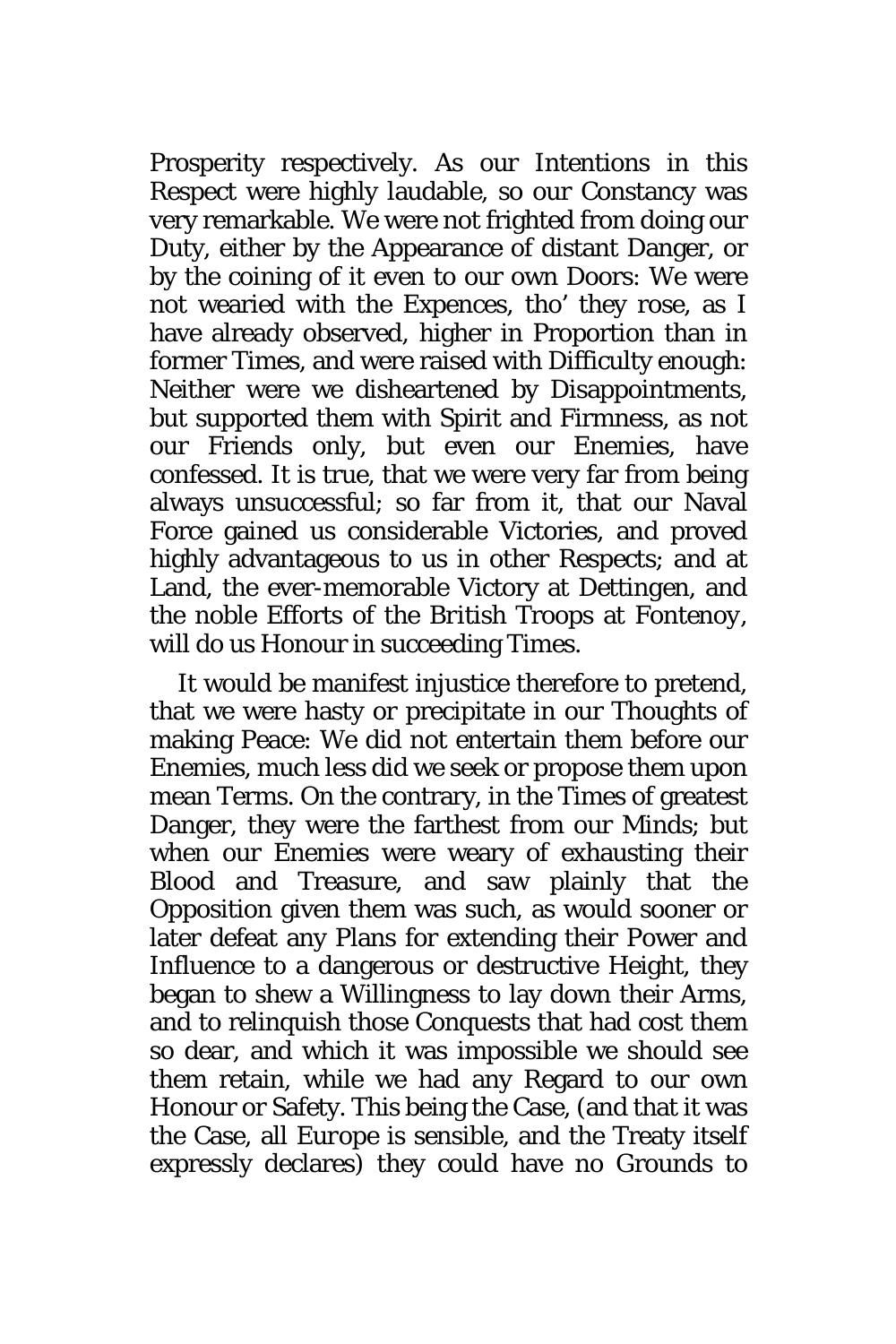Prosperity respectively. As our Intentions in this Respect were highly laudable, so our Constancy was very remarkable. We were not frighted from doing our Duty, either by the Appearance of distant Danger, or by the coining of it even to our own Doors: We were not wearied with the Expences, tho' they rose, as I have already observed, higher in Proportion than in former Times, and were raised with Difficulty enough: Neither were we disheartened by Disappointments, but supported them with Spirit and Firmness, as not our Friends only, but even our Enemies, have confessed. It is true, that we were very far from being always unsuccessful; so far from it, that our Naval Force gained us considerable Victories, and proved highly advantageous to us in other Respects; and at Land, the ever-memorable Victory at Dettingen, and the noble Efforts of the British Troops at Fontenoy, will do us Honour in succeeding Times.

It would be manifest injustice therefore to pretend, that we were hasty or precipitate in our Thoughts of making Peace: We did not entertain them before our Enemies, much less did we seek or propose them upon mean Terms. On the contrary, in the Times of greatest Danger, they were the farthest from our Minds; but when our Enemies were weary of exhausting their Blood and Treasure, and saw plainly that the Opposition given them was such, as would sooner or later defeat any Plans for extending their Power and Influence to a dangerous or destructive Height, they began to shew a Willingness to lay down their Arms, and to relinquish those Conquests that had cost them so dear, and which it was impossible we should see them retain, while we had any Regard to our own Honour or Safety. This being the Case, (and that it was the Case, all Europe is sensible, and the Treaty itself expressly declares) they could have no Grounds to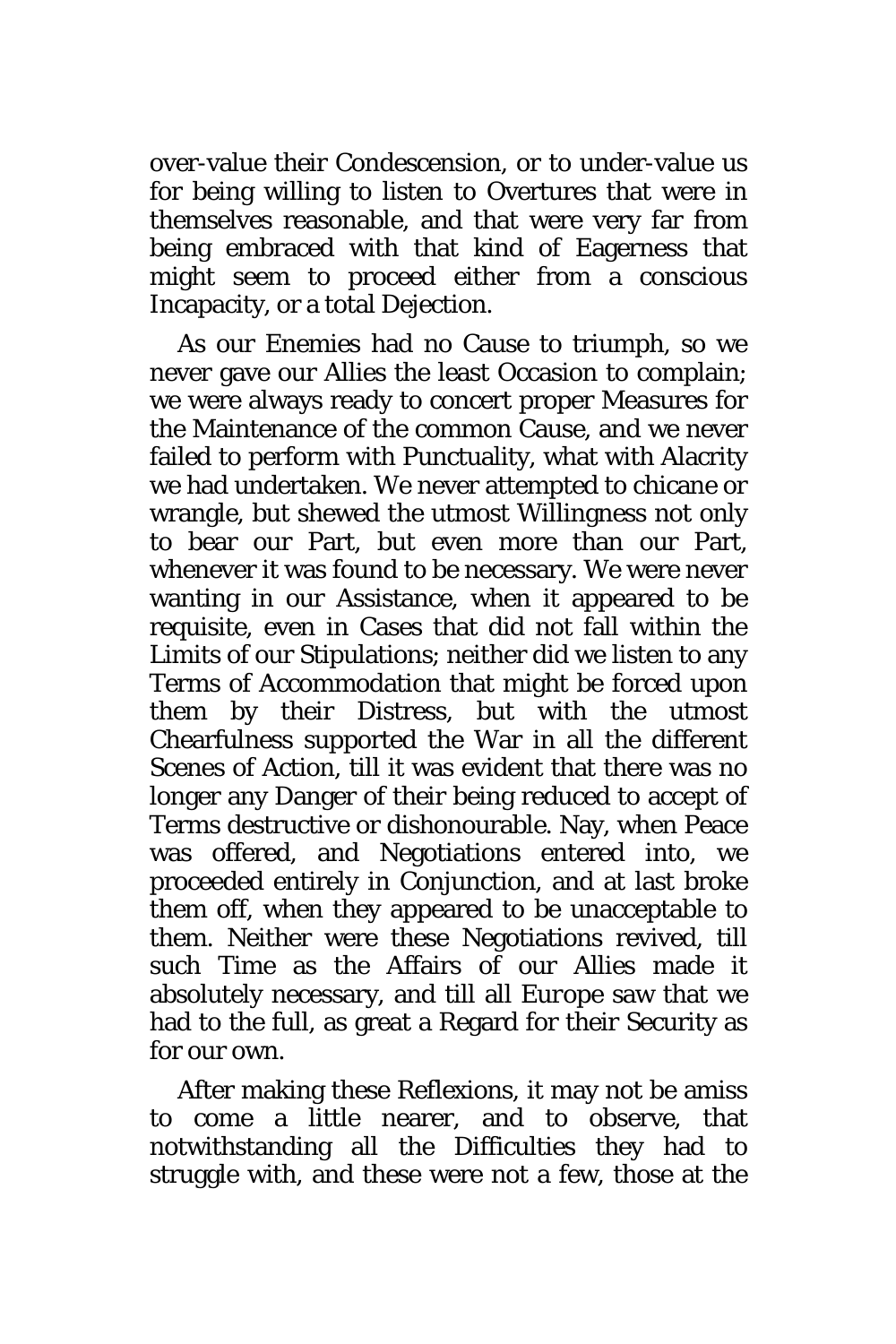over-value their Condescension, or to under-value us for being willing to listen to Overtures that were in themselves reasonable, and that were very far from being embraced with that kind of Eagerness that might seem to proceed either from a conscious Incapacity, or a total Dejection.

As our Enemies had no Cause to triumph, so we never gave our Allies the least Occasion to complain; we were always ready to concert proper Measures for the Maintenance of the common Cause, and we never failed to perform with Punctuality, what with Alacrity we had undertaken. We never attempted to chicane or wrangle, but shewed the utmost Willingness not only to bear our Part, but even more than our Part, whenever it was found to be necessary. We were never wanting in our Assistance, when it appeared to be requisite, even in Cases that did not fall within the Limits of our Stipulations; neither did we listen to any Terms of Accommodation that might be forced upon them by their Distress, but with the utmost Chearfulness supported the War in all the different Scenes of Action, till it was evident that there was no longer any Danger of their being reduced to accept of Terms destructive or dishonourable. Nay, when Peace was offered, and Negotiations entered into, we proceeded entirely in Conjunction, and at last broke them off, when they appeared to be unacceptable to them. Neither were these Negotiations revived, till such Time as the Affairs of our Allies made it absolutely necessary, and till all *Europe* saw that we had to the full, as great a Regard for their Security as for our own.

After making these Reflexions, it may not be amiss to come a little nearer, and to observe, that notwithstanding all the Difficulties they had to struggle with, and these were not a few, those at the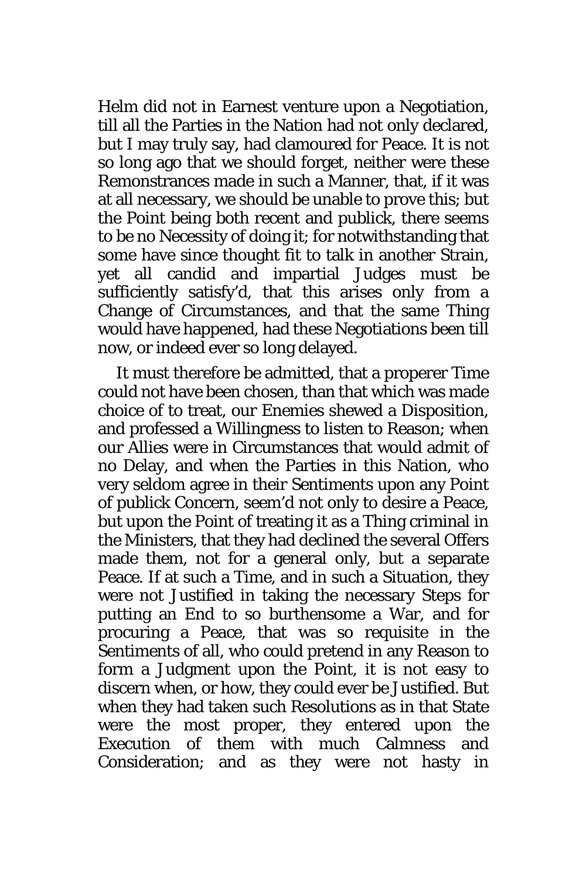Helm did not in Earnest venture upon a Negotiation, till all the Parties in the Nation had not only declared, but I may truly say, had clamoured for Peace. It is not so long ago that we should forget, neither were these Remonstrances made in such a Manner, that, if it was at all necessary, we should be unable to prove this; but the Point being both recent and publick, there seems to be no Necessity of doing it; for notwithstanding that some have since thought fit to talk in another Strain, yet all candid and impartial Judges must be sufficiently satisfy'd, that this arises only from a Change of Circumstances, and that the same Thing would have happened, had these Negotiations been till now, or indeed ever so long delayed.

It must therefore be admitted, that a properer Time could not have been chosen, than that which was made choice of to treat, our Enemies shewed a Disposition, and professed a Willingness to listen to Reason; when our Allies were in Circumstances that would admit of no Delay, and when the Parties in this Nation, who very seldom agree in their Sentiments upon any Point of publick Concern, seem'd not only to desire a Peace, but upon the Point of treating it as a Thing criminal in the Ministers, that they had declined the several Offers made them, not for a general only, but a separate Peace. If at such a Time, and in such a Situation, they were not Justified in taking the necessary Steps for putting an End to so burthensome a War, and for procuring a Peace, that was so requisite in the Sentiments of all, who could pretend in any Reason to form a Judgment upon the Point, it is not easy to discern when, or how, they could ever be Justified. But when they had taken such Resolutions as in that State were the most proper, they entered upon the Execution of them with much Calmness and Consideration; and as they were not hasty in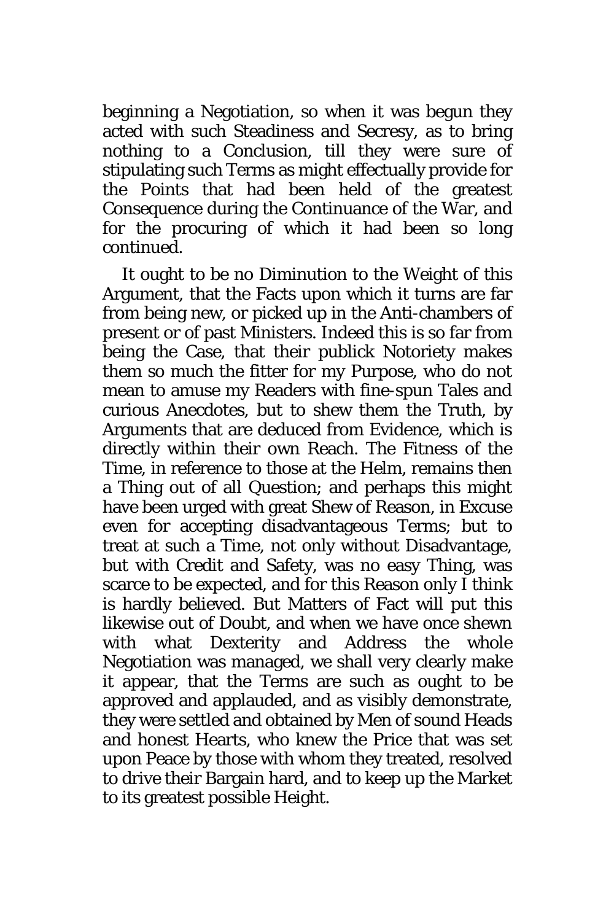beginning a Negotiation, so when it was begun they acted with such Steadiness and Secresy, as to bring nothing to a Conclusion, till they were sure of stipulating such Terms as might effectually provide for the Points that had been held of the greatest Consequence during the Continuance of the War, and for the procuring of which it had been so long continued.

It ought to be no Diminution to the Weight of this Argument, that the Facts upon which it turns are far from being new, or picked up in the Anti-chambers of present or of past Ministers. Indeed this is so far from being the Case, that their publick Notoriety makes them so much the fitter for my Purpose, who do not mean to amuse my Readers with fine-spun Tales and curious Anecdotes, but to shew them the Truth, by Arguments that are deduced from Evidence, which is directly within their own Reach. The Fitness of the Time, in reference to those at the Helm, remains then a Thing out of all Question; and perhaps this might have been urged with great Shew of Reason, in Excuse even for accepting disadvantageous Terms; but to treat at such a Time, not only without Disadvantage, but with Credit and Safety, was no easy Thing, was scarce to be expected, and for this Reason only I think is hardly believed. But Matters of Fact will put this likewise out of Doubt, and when we have once shewn with what Dexterity and Address the whole Negotiation was managed, we shall very clearly make it appear, that the Terms are such as ought to be approved and applauded, and as visibly demonstrate, they were settled and obtained by Men of sound Heads and honest Hearts, who knew the Price that was set upon Peace by those with whom they treated, resolved to drive their Bargain hard, and to keep up the Market to its greatest possible Height.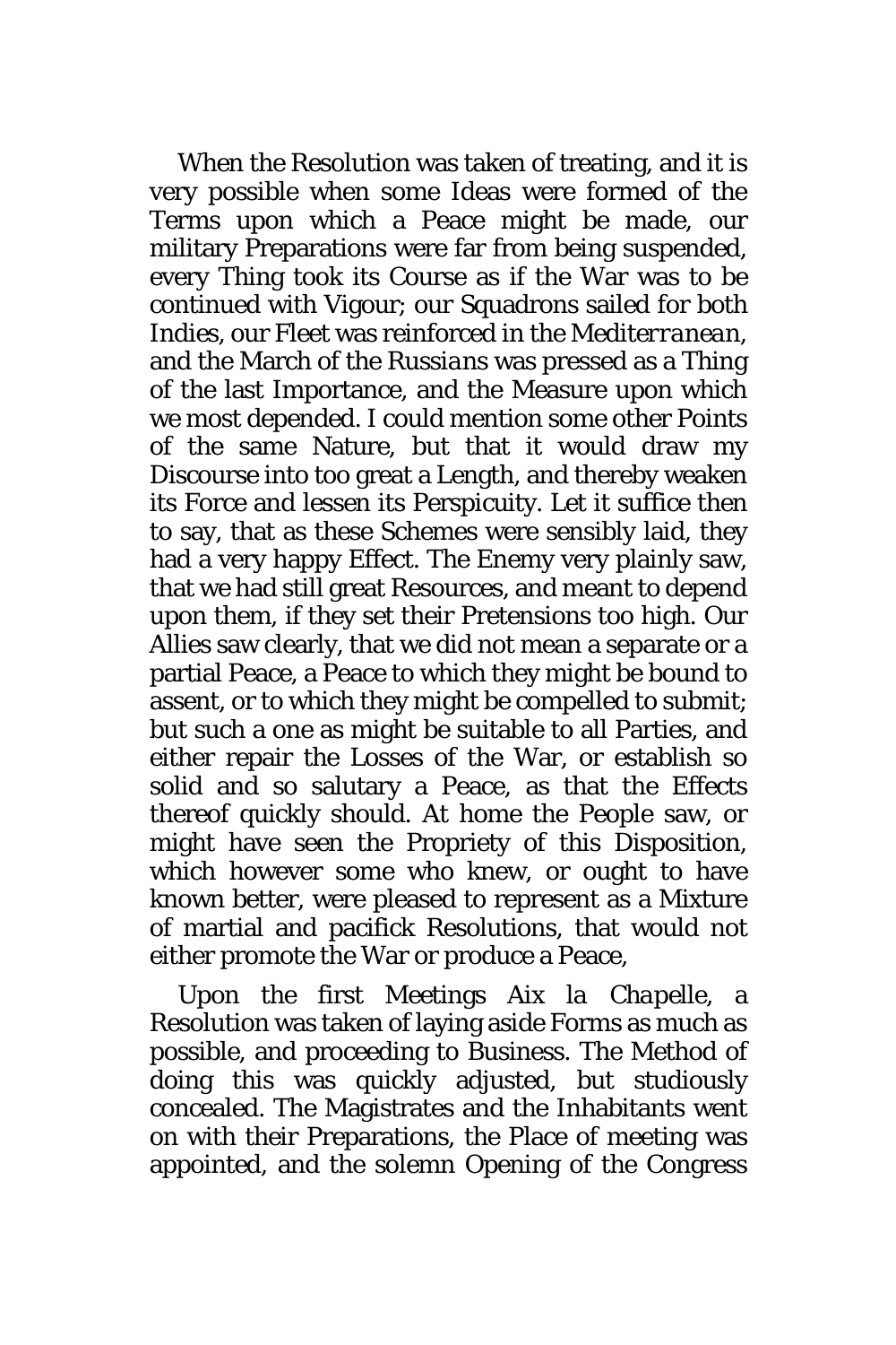When the Resolution was taken of treating, and it is very possible when some Ideas were formed of the Terms upon which a Peace might be made, our military Preparations were far from being suspended, every Thing took its Course as if the War was to be continued with Vigour; our Squadrons sailed for both Indies, our Fleet was reinforced in the *Mediterranean*, and the March of the *Russians* was pressed as a Thing of the last Importance, and the Measure upon which we most depended. I could mention some other Points of the same Nature, but that it would draw my Discourse into too great a Length, and thereby weaken its Force and lessen its Perspicuity. Let it suffice then to say, that as these Schemes were sensibly laid, they had a very happy Effect. The Enemy very plainly saw, that we had still great Resources, and meant to depend upon them, if they set their Pretensions too high. Our Allies saw clearly, that we did not mean a separate or a partial Peace, a Peace to which they might be bound to assent, or to which they might be compelled to submit; but such a one as might be suitable to all Parties, and either repair the Losses of the War, or establish so solid and so salutary a Peace, as that the Effects thereof quickly should. At home the People saw, or might have seen the Propriety of this Disposition, which however some who knew, or ought to have known better, were pleased to represent as a Mixture of martial and pacifick Resolutions, that would not either promote the War or produce a Peace,

Upon the first Meetings *Aix la Chapelle*, a Resolution was taken of laying aside Forms as much as possible, and proceeding to Business. The Method of doing this was quickly adjusted, but studiously concealed. The Magistrates and the Inhabitants went on with their Preparations, the Place of meeting was appointed, and the solemn Opening of the Congress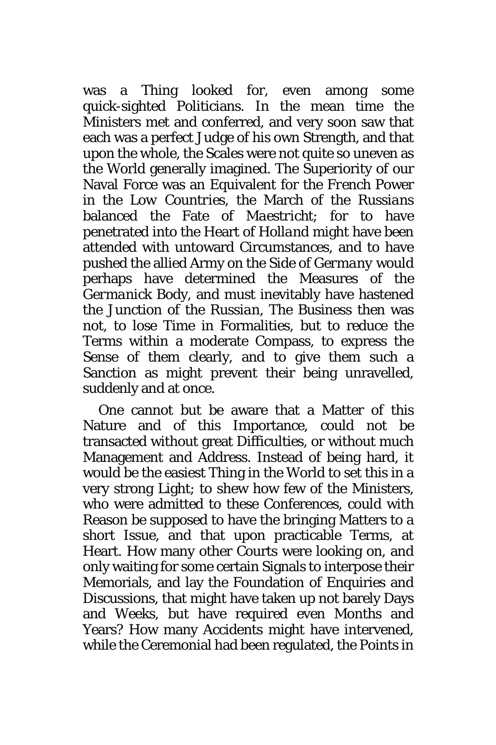was a Thing looked for, even among some quick-sighted Politicians. In the mean time the Ministers met and conferred, and very soon saw that each was a perfect Judge of his own Strength, and that upon the whole, the Scales were not quite so uneven as the World generally imagined. The Superiority of our Naval Force was an Equivalent for the French Power in the Low Countries, the March of the *Russians* balanced the Fate of *Maestricht*; for to have penetrated into the Heart of *Holland* might have been attended with untoward Circumstances, and to have pushed the allied Army on the Side of *Germany* would perhaps have determined the Measures of the *Germanick* Body, and must inevitably have hastened the Junction of the *Russian*, The Business then was not, to lose Time in Formalities, but to reduce the Terms within a moderate Compass, to express the Sense of them clearly, and to give them such a Sanction as might prevent their being unravelled, suddenly and at once.

One cannot but be aware that a Matter of this Nature and of this Importance, could not be transacted without great Difficulties, or without much Management and Address. Instead of being hard, it would be the easiest Thing in the World to set this in a very strong Light; to shew how few of the Ministers, who were admitted to these Conferences, could with Reason be supposed to have the bringing Matters to a short Issue, and that upon practicable Terms, at Heart. How many other Courts were looking on, and only waiting for some certain Signals to interpose their Memorials, and lay the Foundation of Enquiries and Discussions, that might have taken up not barely Days and Weeks, but have required even Months and Years? How many Accidents might have intervened, while the Ceremonial had been regulated, the Points in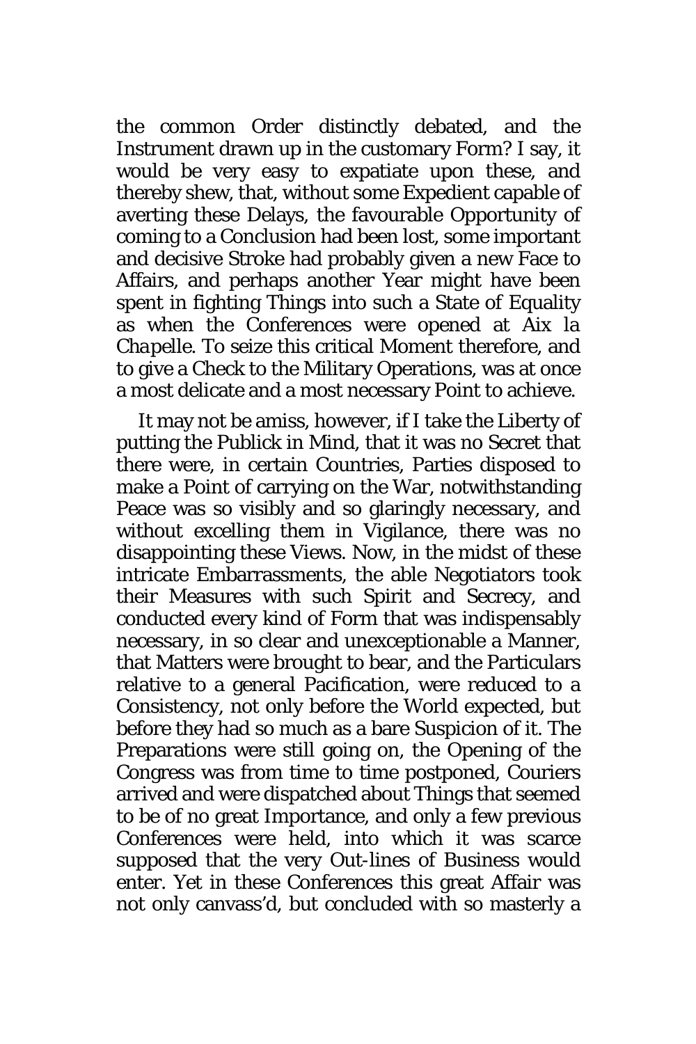the common Order distinctly debated, and the Instrument drawn up in the customary Form? I say, it would be very easy to expatiate upon these, and thereby shew, that, without some Expedient capable of averting these Delays, the favourable Opportunity of coming to a Conclusion had been lost, some important and decisive Stroke had probably given a new Face to Affairs, and perhaps another Year might have been spent in fighting Things into such a State of Equality as when the Conferences were opened at Aix la *Chapelle*. To seize this critical Moment therefore, and to give a Check to the Military Operations, was at once a most delicate and a most necessary Point to achieve.

It may not be amiss, however, if I take the Liberty of putting the Publick in Mind, that it was no Secret that there were, in certain Countries, Parties disposed to make a Point of carrying on the War, notwithstanding Peace was so visibly and so glaringly necessary, and without excelling them in Vigilance, there was no disappointing these Views. Now, in the midst of these intricate Embarrassments, the able Negotiators took their Measures with such Spirit and Secrecy, and conducted every kind of Form that was indispensably necessary, in so clear and unexceptionable a Manner, that Matters were brought to bear, and the Particulars relative to a general Pacification, were reduced to a Consistency, not only before the World expected, but before they had so much as a bare Suspicion of it. The Preparations were still going on, the Opening of the Congress was from time to time postponed, Couriers arrived and were dispatched about Things that seemed to be of no great Importance, and only a few previous Conferences were held, into which it was scarce supposed that the very Out-lines of Business would enter. Yet in these Conferences this great Affair was not only canvass'd, but concluded with so masterly a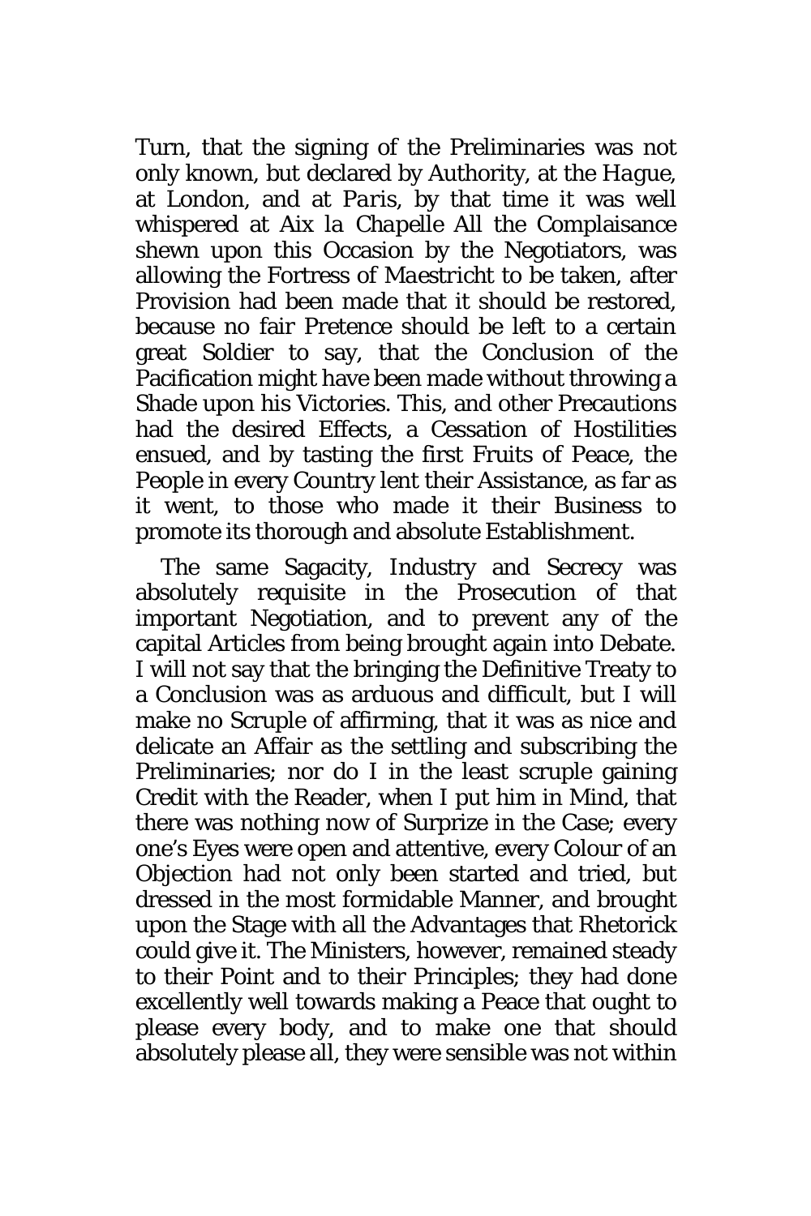Turn, that the signing of the Preliminaries was not only known, but declared by Authority, at the *Hague*, at London, and at *Paris*, by that time it was well whispered at *Aix la Chapelle* All the Complaisance shewn upon this Occasion by the Negotiators, was allowing the Fortress of *Maestricht* to be taken, after Provision had been made that it should be restored, because no fair Pretence should be left to a certain great Soldier to say, that the Conclusion of the Pacification might have been made without throwing a Shade upon his Victories. This, and other Precautions had the desired Effects, a Cessation of Hostilities ensued, and by tasting the first Fruits of Peace, the People in every Country lent their Assistance, as far as it went, to those who made it their Business to promote its thorough and absolute Establishment.

The same Sagacity, Industry and Secrecy was absolutely requisite in the Prosecution of that important Negotiation, and to prevent any of the capital Articles from being brought again into Debate. I will not say that the bringing the Definitive Treaty to a Conclusion was as arduous and difficult, but I will make no Scruple of affirming, that it was as nice and delicate an Affair as the settling and subscribing the Preliminaries; nor do I in the least scruple gaining Credit with the Reader, when I put him in Mind, that there was nothing now of Surprize in the Case; every one's Eyes were open and attentive, every Colour of an Objection had not only been started and tried, but dressed in the most formidable Manner, and brought upon the Stage with all the Advantages that Rhetorick could give it. The Ministers, however, remained steady to their Point and to their Principles; they had done excellently well towards making a Peace that ought to please every body, and to make one that should absolutely please all, they were sensible was not within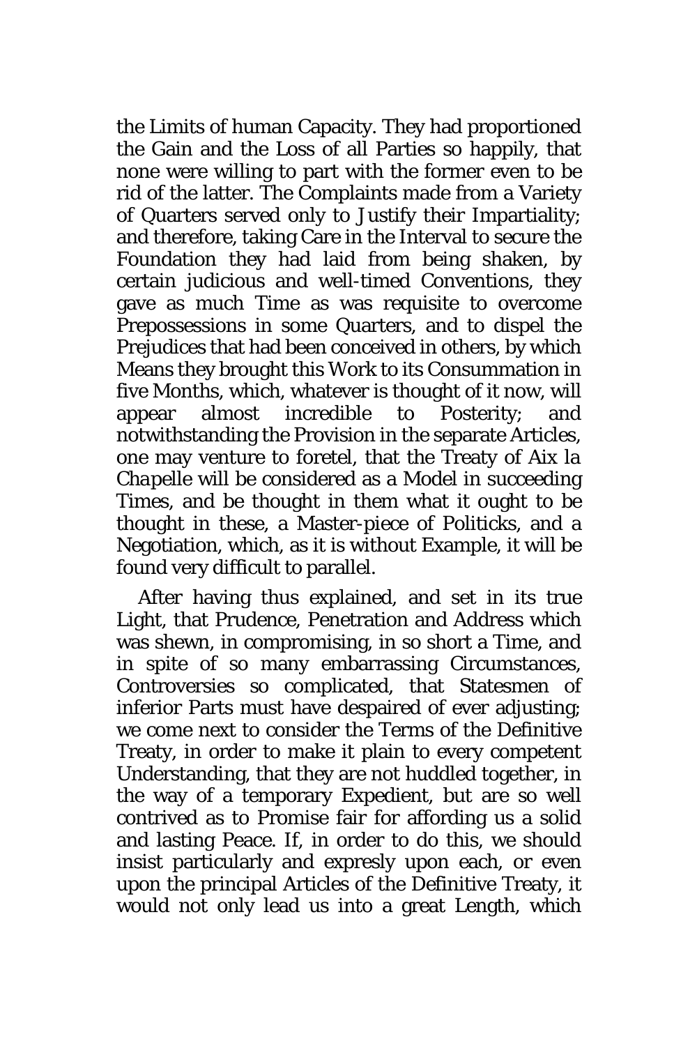the Limits of human Capacity. They had proportioned the Gain and the Loss of all Parties so happily, that none were willing to part with the former even to be rid of the latter. The Complaints made from a Variety of Quarters served only to Justify their Impartiality; and therefore, taking Care in the Interval to secure the Foundation they had laid from being shaken, by certain judicious and well-timed Conventions, they gave as much Time as was requisite to overcome Prepossessions in some Quarters, and to dispel the Prejudices that had been conceived in others, by which Means they brought this Work to its Consummation in five Months, which, whatever is thought of it now, will appear almost incredible to Posterity; and notwithstanding the Provision in the separate Articles, one may venture to foretel, that the Treaty of *Aix la Chapelle* will be considered as a Model in succeeding Times, and be thought in them what it ought to be thought in these, a Master-piece of Politicks, and a Negotiation, which, as it is without Example, it will be found very difficult to parallel.

After having thus explained, and set in its true Light, that Prudence, Penetration and Address which was shewn, in compromising, in so short a Time, and in spite of so many embarrassing Circumstances, Controversies so complicated, that Statesmen of inferior Parts must have despaired of ever adjusting; we come next to consider the Terms of the Definitive Treaty, in order to make it plain to every competent Understanding, that they are not huddled together, in the way of a temporary Expedient, but are so well contrived as to Promise fair for affording us a solid and lasting Peace. If, in order to do this, we should insist particularly and expresly upon each, or even upon the principal Articles of the Definitive Treaty, it would not only lead us into a great Length, which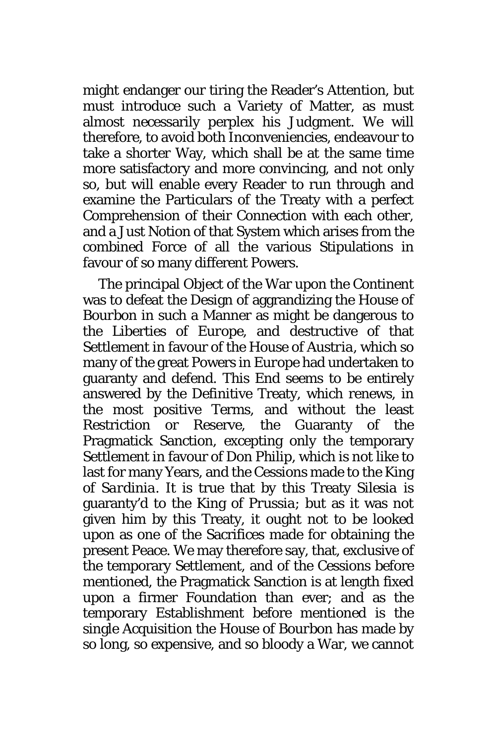might endanger our tiring the Reader's Attention, but must introduce such a Variety of Matter, as must almost necessarily perplex his Judgment. We will therefore, to avoid both Inconveniencies, endeavour to take a shorter Way, which shall be at the same time more satisfactory and more convincing, and not only so, but will enable every Reader to run through and examine the Particulars of the Treaty with a perfect Comprehension of their Connection with each other, and a Just Notion of that System which arises from the combined Force of all the various Stipulations in favour of so many different Powers.

The principal Object of the War upon the Continent was to defeat the Design of aggrandizing the House of Bourbon in such a Manner as might be dangerous to the Liberties of Europe, and destructive of that Settlement in favour of the House of *Austria*, which so many of the great Powers in *Europe* had undertaken to guaranty and defend. This End seems to be entirely answered by the Definitive Treaty, which renews, in the most positive Terms, and without the least Restriction or Reserve, the Guaranty of the Pragmatick Sanction, excepting only the temporary Settlement in favour of Don Philip, which is not like to last for many Years, and the Cessions made to the King of *Sardinia*. It is true that by this Treaty *Silesia* is guaranty'd to the King of *Prussia*; but as it was not given him by this Treaty, it ought not to be looked upon as one of the Sacrifices made for obtaining the present Peace. We may therefore say, that, exclusive of the temporary Settlement, and of the Cessions before mentioned, the Pragmatick Sanction is at length fixed upon a firmer Foundation than ever; and as the temporary Establishment before mentioned is the single Acquisition the House of Bourbon has made by so long, so expensive, and so bloody a War, we cannot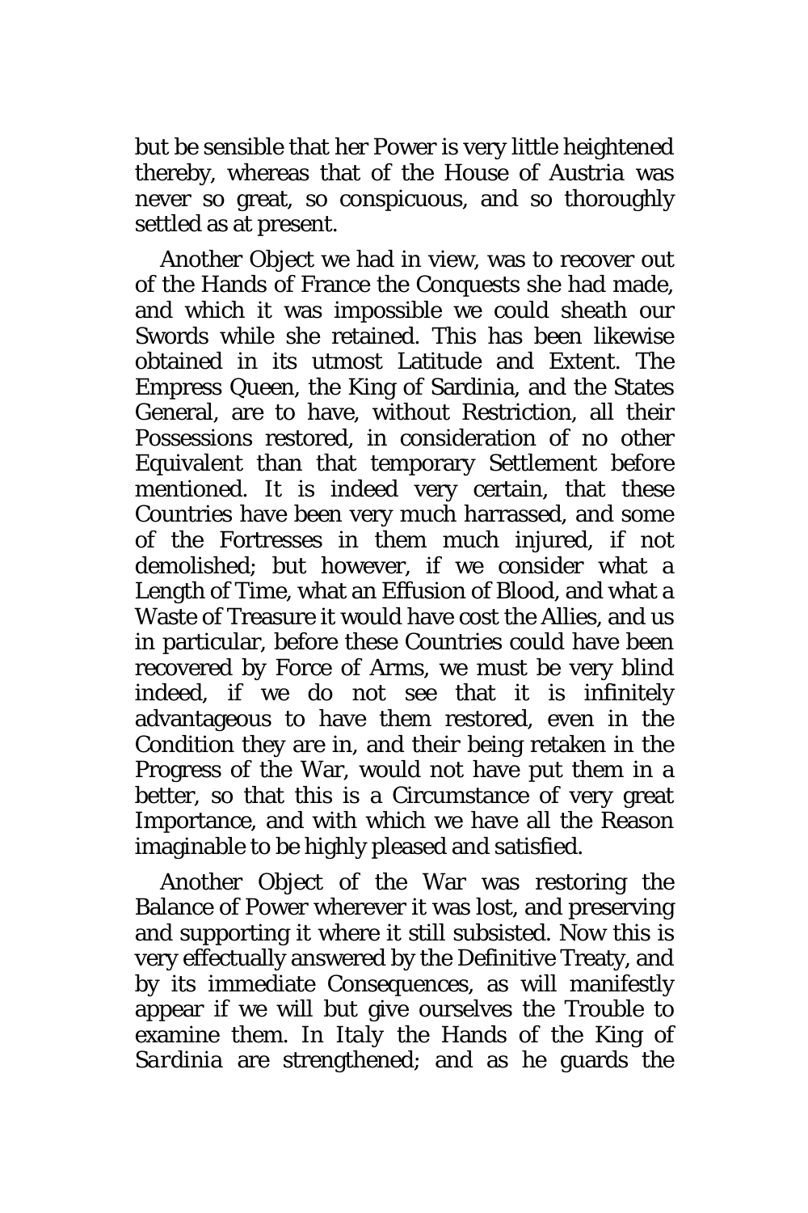but be sensible that her Power is very little heightened thereby, whereas that of the House of Austria was never so great, so conspicuous, and so thoroughly settled as at present.

Another Object we had in view, was to recover out of the Hands of France the Conquests she had made, and which it was impossible we could sheath our Swords while she retained. This has been likewise obtained in its utmost Latitude and Extent. The Empress Queen, the King of Sardinia, and the States General, are to have, without Restriction, all their Possessions restored, in consideration of no other Equivalent than that temporary Settlement before mentioned. It is indeed very certain, that these Countries have been very much harrassed, and some of the Fortresses in them much injured, if not demolished; but however, if we consider what a Length of Time, what an Effusion of Blood, and what a Waste of Treasure it would have cost the Allies, and us in particular, before these Countries could have been recovered by Force of Arms, we must be very blind indeed, if we do not see that it is infinitely advantageous to have them restored, even in the Condition they are in, and their being retaken in the Progress of the War, would not have put them in a better, so that this is a Circumstance of very great Importance, and with which we have all the Reason imaginable to be highly pleased and satisfied.

Another Object of the War was restoring the Balance of Power wherever it was lost, and preserving and supporting it where it still subsisted. Now this is very effectually answered by the Definitive Treaty, and by its immediate Consequences, as will manifestly appear if we will but give ourselves the Trouble to examine them. In *Italy* the Hands of the King of *Sardinia* are strengthened; and as he guards the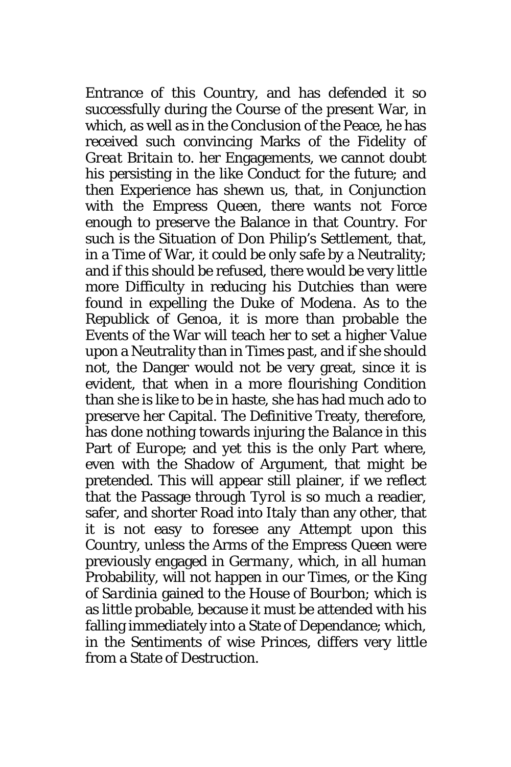Entrance of this Country, and has defended it so successfully during the Course of the present War, in which, as well as in the Conclusion of the Peace, he has received such convincing Marks of the Fidelity of *Great Britain* to. her Engagements, we cannot doubt his persisting in the like Conduct for the future; and then Experience has shewn us, that, in Conjunction with the Empress Queen, there wants not Force enough to preserve the Balance in that Country. For such is the Situation of Don Philip's Settlement, that, in a Time of War, it could be only safe by a Neutrality; and if this should be refused, there would be very little more Difficulty in reducing his Dutchies than were found in expelling the Duke of *Modena*. As to the Republick of *Genoa*, it is more than probable the Events of the War will teach her to set a higher Value upon a Neutrality than in Times past, and if she should not, the Danger would not be very great, since it is evident, that when in a more flourishing Condition than she is like to be in haste, she has had much ado to preserve her Capital. The Definitive Treaty, therefore, has done nothing towards injuring the Balance in this Part of *Europe*; and yet this is the only Part where, even with the Shadow of Argument, that might be pretended. This will appear still plainer, if we reflect that the Passage through *Tyrol* is so much a readier, safer, and shorter Road into *Italy* than any other, that it is not easy to foresee any Attempt upon this Country, unless the Arms of the Empress Queen were previously engaged in *Germany*, which, in all human Probability, will not happen in our Times, or the King of *Sardinia* gained to the House of *Bourbon*; which is as little probable, because it must be attended with his falling immediately into a State of Dependance; which, in the Sentiments of wise Princes, differs very little from a State of Destruction.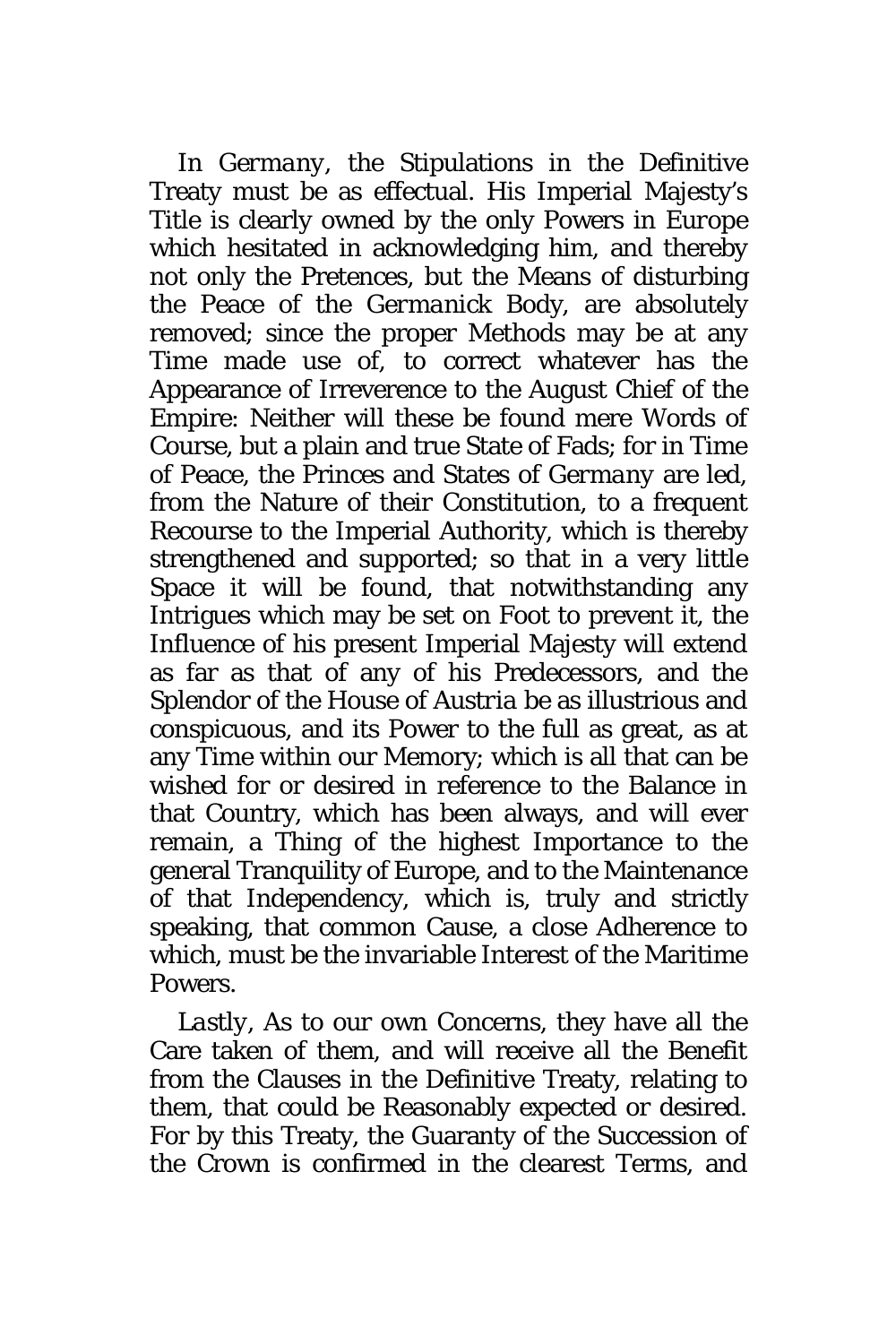In *Germany*, the Stipulations in the Definitive Treaty must be as effectual. His Imperial Majesty's Title is clearly owned by the only Powers in *Europe* which hesitated in acknowledging him, and thereby not only the Pretences, but the Means of disturbing the Peace of the *Germanick* Body, are absolutely removed; since the proper Methods may be at any Time made use of, to correct whatever has the Appearance of Irreverence to the August Chief of the Empire: Neither will these be found mere Words of Course, but a plain and true State of Fads; for in Time of Peace, the Princes and States of *Germany* are led, from the Nature of their Constitution, to a frequent Recourse to the Imperial Authority, which is thereby strengthened and supported; so that in a very little Space it will be found, that notwithstanding any Intrigues which may be set on Foot to prevent it, the Influence of his present Imperial Majesty will extend as far as that of any of his Predecessors, and the Splendor of the House of *Austria* be as illustrious and conspicuous, and its Power to the full as great, as at any Time within our Memory; which is all that can be wished for or desired in reference to the Balance in that Country, which has been always, and will ever remain, a Thing of the highest Importance to the general Tranquility of Europe, and to the Maintenance of that Independency, which is, truly and strictly speaking, that common Cause, a close Adherence to which, must be the invariable Interest of the Maritime Powers.

*Lastly*, As to our own Concerns, they have all the Care taken of them, and will receive all the Benefit from the Clauses in the Definitive Treaty, relating to them, that could be Reasonably expected or desired. For by this Treaty, the Guaranty of the Succession of the Crown is confirmed in the clearest Terms, and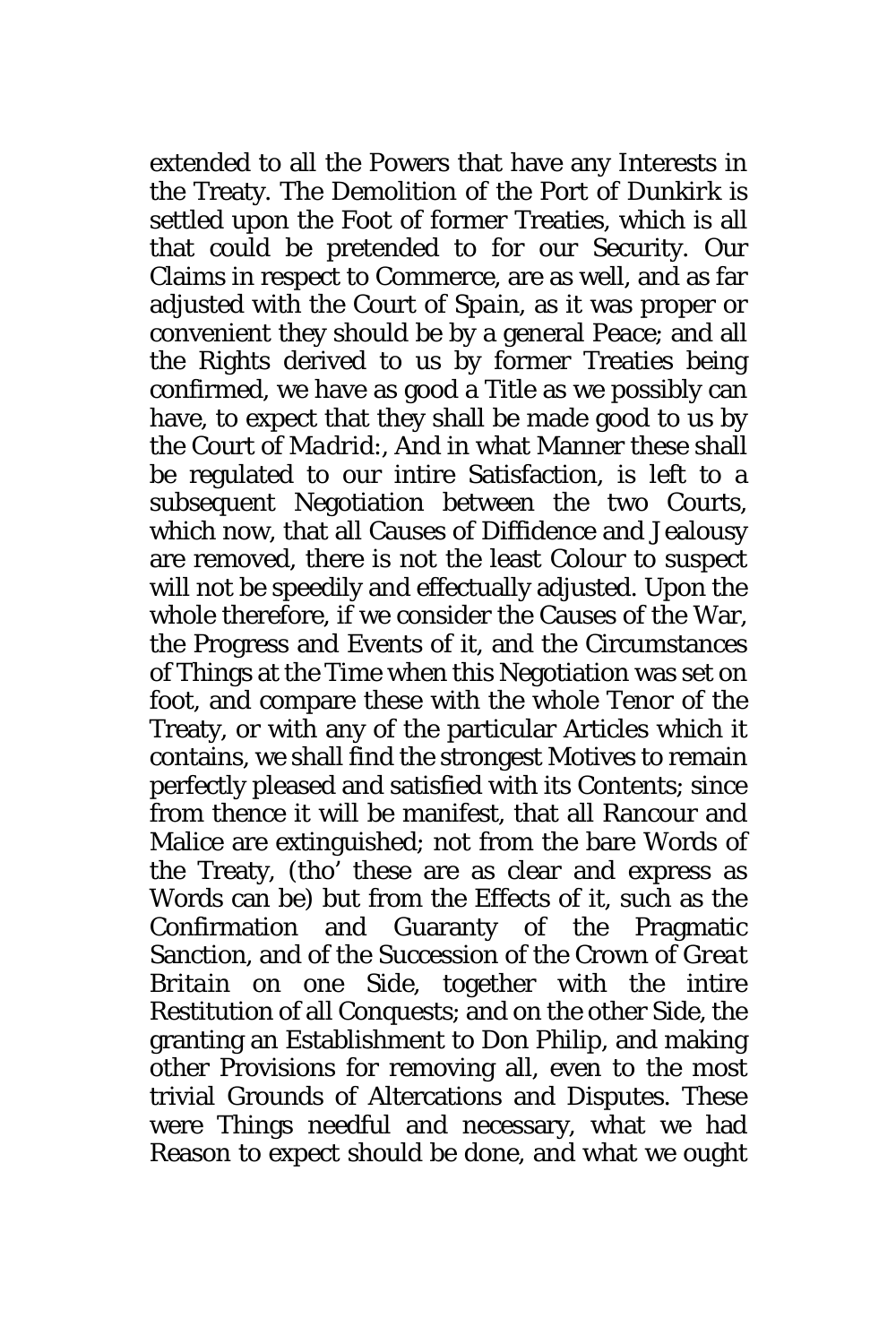extended to all the Powers that have any Interests in the Treaty. The Demolition of the Port of *Dunkirk* is settled upon the Foot of former Treaties, which is all that could be pretended to for our Security. Our Claims in respect to Commerce, are as well, and as far adjusted with the Court of *Spain*, as it was proper or convenient they should be by a general Peace; and all the Rights derived to us by former Treaties being confirmed, we have as good a Title as we possibly can have, to expect that they shall be made good to us by the Court of *Madrid*:, And in what Manner these shall be regulated to our intire Satisfaction, is left to a subsequent Negotiation between the two Courts, which now, that all Causes of Diffidence and Jealousy are removed, there is not the least Colour to suspect will not be speedily and effectually adjusted. Upon the whole therefore, if we consider the Causes of the War, the Progress and Events of it, and the Circumstances of Things at the Time when this Negotiation was set on foot, and compare these with the whole Tenor of the Treaty, or with any of the particular Articles which it contains, we shall find the strongest Motives to remain perfectly pleased and satisfied with its Contents; since from thence it will be manifest, that all Rancour and Malice are extinguished; not from the bare Words of the Treaty, (tho' these are as clear and express as Words can be) but from the Effects of it, such as the Confirmation and Guaranty of the Pragmatic Sanction, and of the Succession of the Crown of *Great Britain* on one Side, together with the intire Restitution of all Conquests; and on the other Side, the granting an Establishment to Don Philip, and making other Provisions for removing all, even to the most trivial Grounds of Altercations and Disputes. These were Things needful and necessary, what we had Reason to expect should be done, and what we ought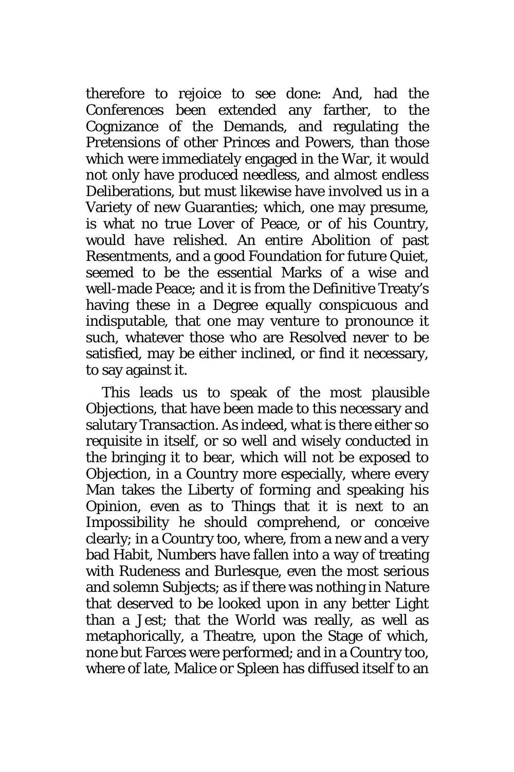therefore to rejoice to see done: And, had the Conferences been extended any farther, to the Cognizance of the Demands, and regulating the Pretensions of other Princes and Powers, than those which were immediately engaged in the War, it would not only have produced needless, and almost endless Deliberations, but must likewise have involved us in a Variety of new Guaranties; which, one may presume, is what no true Lover of Peace, or of his Country, would have relished. An entire Abolition of past Resentments, and a good Foundation for future Quiet, seemed to be the essential Marks of a wise and well-made Peace; and it is from the Definitive Treaty's having these in a Degree equally conspicuous and indisputable, that one may venture to pronounce it such, whatever those who are Resolved never to be satisfied, may be either inclined, or find it necessary, to say against it.

This leads us to speak of the most plausible Objections, that have been made to this necessary and salutary Transaction. As indeed, what is there either so requisite in itself, or so well and wisely conducted in the bringing it to bear, which will not be exposed to Objection, in a Country more especially, where every Man takes the Liberty of forming and speaking his Opinion, even as to Things that it is next to an Impossibility he should comprehend, or conceive clearly; in a Country too, where, from a new and a very bad Habit, Numbers have fallen into a way of treating with Rudeness and Burlesque, even the most serious and solemn Subjects; as if there was nothing in Nature that deserved to be looked upon in any better Light than a Jest; that the World was really, as well as metaphorically, a Theatre, upon the Stage of which, none but Farces were performed; and in a Country too, where of late, Malice or Spleen has diffused itself to an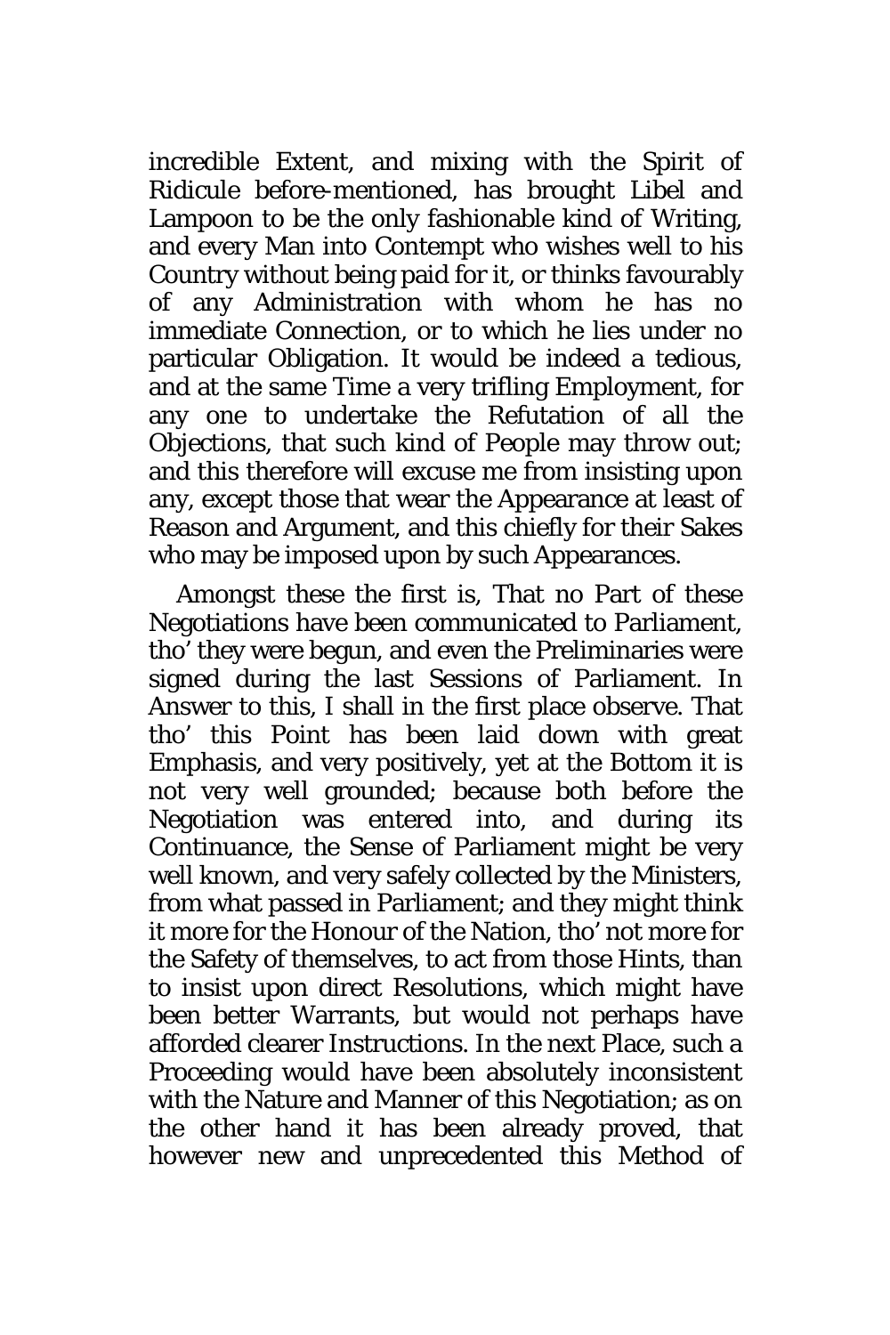incredible Extent, and mixing with the Spirit of Ridicule before-mentioned, has brought Libel and Lampoon to be the only fashionable kind of Writing, and every Man into Contempt who wishes well to his Country without being paid for it, or thinks favourably of any Administration with whom he has no immediate Connection, or to which he lies under no particular Obligation. It would be indeed a tedious, and at the same Time a very trifling Employment, for any one to undertake the Refutation of all the Objections, that such kind of People may throw out; and this therefore will excuse me from insisting upon any, except those that wear the Appearance at least of Reason and Argument, and this chiefly for their Sakes who may be imposed upon by such Appearances.

Amongst these the first is, That no Part of these Negotiations have been communicated to Parliament, tho' they were begun, and even the Preliminaries were signed during the last Sessions of Parliament. In Answer to this, I shall in the first place observe. That tho' this Point has been laid down with great Emphasis, and very positively, yet at the Bottom it is not very well grounded; because both before the Negotiation was entered into, and during its Continuance, the Sense of Parliament might be very well known, and very safely collected by the Ministers, from what passed in Parliament; and they might think it more for the Honour of the Nation, tho' not more for the Safety of themselves, to act from those Hints, than to insist upon direct Resolutions, which might have been better Warrants, but would not perhaps have afforded clearer Instructions. In the next Place, such a Proceeding would have been absolutely inconsistent with the Nature and Manner of this Negotiation; as on the other hand it has been already proved, that however new and unprecedented this Method of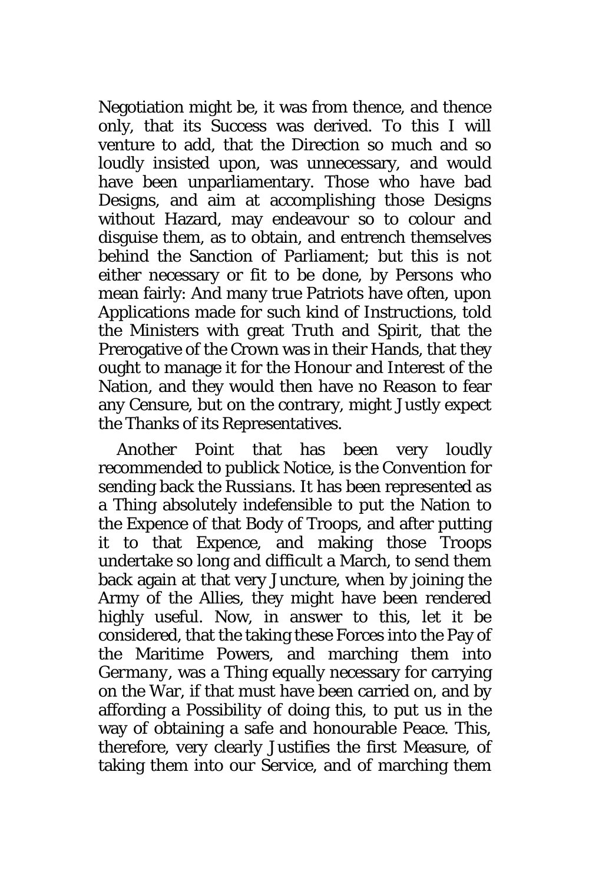Negotiation might be, it was from thence, and thence only, that its Success was derived. To this I will venture to add, that the Direction so much and so loudly insisted upon, was unnecessary, and would have been unparliamentary. Those who have bad Designs, and aim at accomplishing those Designs without Hazard, may endeavour so to colour and disguise them, as to obtain, and entrench themselves behind the Sanction of Parliament; but this is not either necessary or fit to be done, by Persons who mean fairly: And many true Patriots have often, upon Applications made for such kind of Instructions, told the Ministers with great Truth and Spirit, that the Prerogative of the Crown was in their Hands, that they ought to manage it for the Honour and Interest of the Nation, and they would then have no Reason to fear any Censure, but on the contrary, might Justly expect the Thanks of its Representatives.

Another Point that has been very loudly recommended to publick Notice, is the Convention for sending back the *Russians*. It has been represented as a Thing absolutely indefensible to put the Nation to the Expence of that Body of Troops, and after putting it to that Expence, and making those Troops undertake so long and difficult a March, to send them back again at that very Juncture, when by joining the Army of the Allies, they might have been rendered highly useful. Now, in answer to this, let it be considered, that the taking these Forces into the Pay of the Maritime Powers, and marching them into *Germany*, was a Thing equally necessary for carrying on the War, if that must have been carried on, and by affording a Possibility of doing this, to put us in the way of obtaining a safe and honourable Peace. This, therefore, very clearly Justifies the first Measure, of taking them into our Service, and of marching them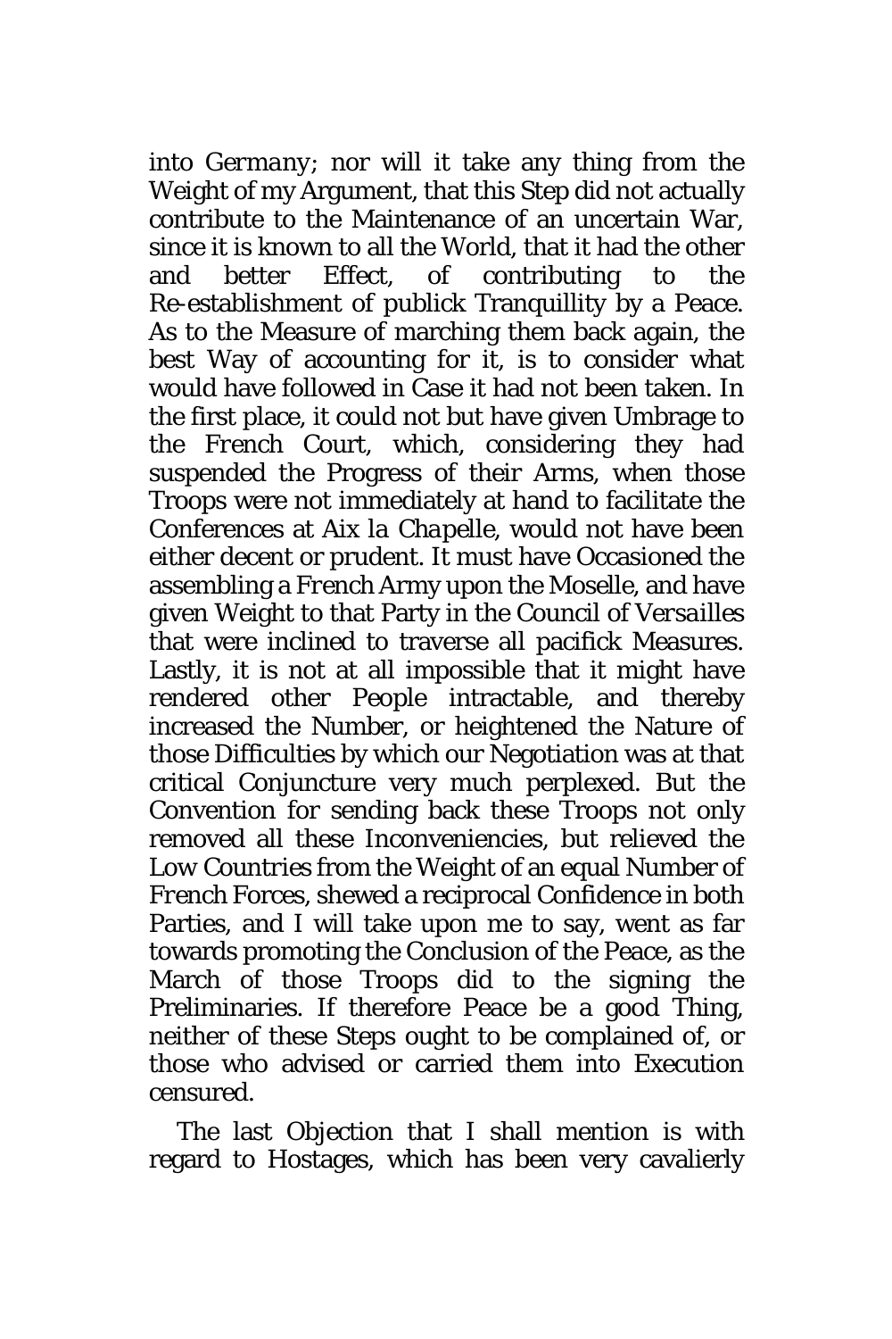into *Germany*; nor will it take any thing from the Weight of my Argument, that this Step did not actually contribute to the Maintenance of an uncertain War, since it is known to all the World, that it had the other and better Effect, of contributing to the Re-establishment of publick Tranquillity by a Peace. As to the Measure of marching them back again, the best Way of accounting for it, is to consider what would have followed in Case it had not been taken. In the first place, it could not but have given Umbrage to the *French* Court, which, considering they had suspended the Progress of their Arms, when those Troops were not immediately at hand to facilitate the Conferences at *Aix la Chapelle*, would not have been either decent or prudent. It must have Occasioned the assembling a *French* Army upon the Moselle, and have given Weight to that Party in the Council of *Versailles* that were inclined to traverse all pacifick Measures. Lastly, it is not at all impossible that it might have rendered other People intractable, and thereby increased the Number, or heightened the Nature of those Difficulties by which our Negotiation was at that critical Conjuncture very much perplexed. But the Convention for sending back these Troops not only removed all these Inconveniencies, but relieved the *Low Countries* from the Weight of an equal Number of *French* Forces, shewed a reciprocal Confidence in both Parties, and I will take upon me to say, went as far towards promoting the Conclusion of the Peace, as the March of those Troops did to the signing the Preliminaries. If therefore Peace be a good Thing, neither of these Steps ought to be complained of, or those who advised or carried them into Execution censured.

The last Objection that I shall mention is with regard to Hostages, which has been very cavalierly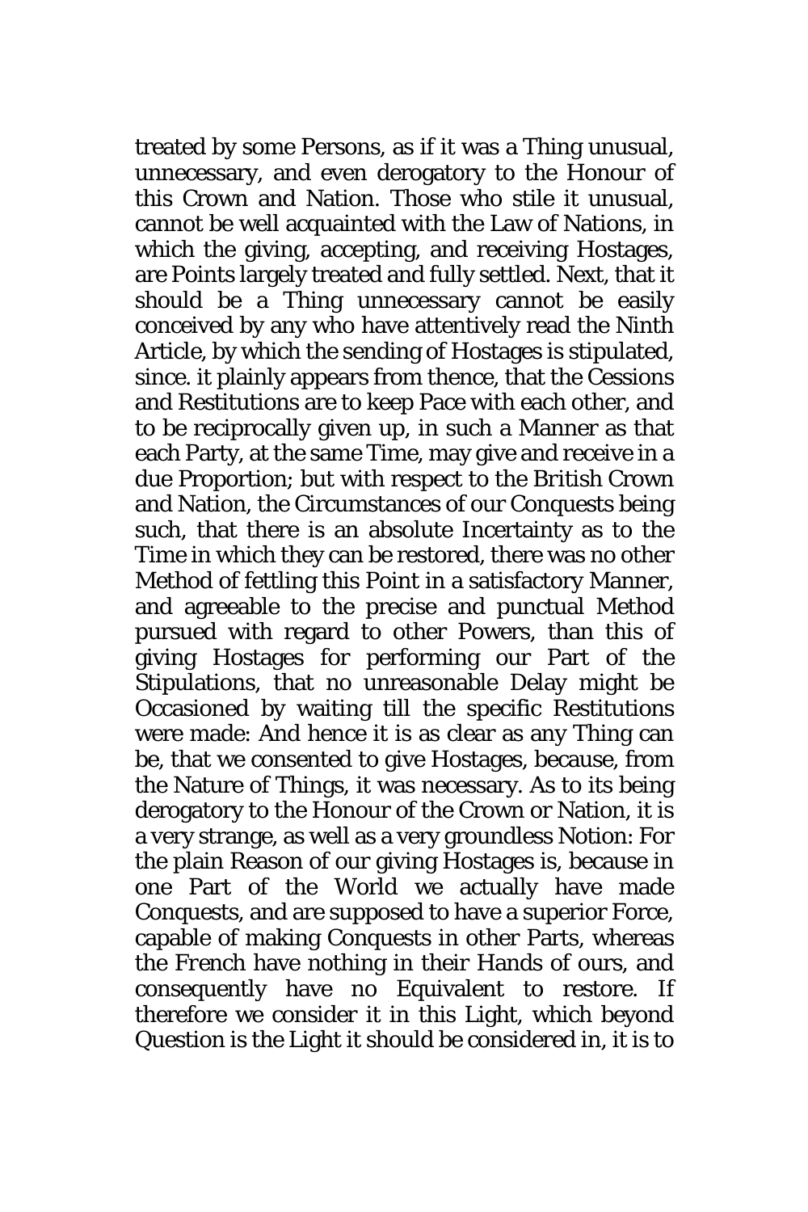treated by some Persons, as if it was a Thing unusual, unnecessary, and even derogatory to the Honour of this Crown and Nation. Those who stile it unusual, cannot be well acquainted with the Law of Nations, in which the giving, accepting, and receiving Hostages, are Points largely treated and fully settled. Next, that it should be a Thing unnecessary cannot be easily conceived by any who have attentively read the Ninth Article, by which the sending of Hostages is stipulated, since. it plainly appears from thence, that the Cessions and Restitutions are to keep Pace with each other, and to be reciprocally given up, in such a Manner as that each Party, at the same Time, may give and receive in a due Proportion; but with respect to the British Crown and Nation, the Circumstances of our Conquests being such, that there is an absolute Incertainty as to the Time in which they can be restored, there was no other Method of fettling this Point in a satisfactory Manner, and agreeable to the precise and punctual Method pursued with regard to other Powers, than this of giving Hostages for performing our Part of the Stipulations, that no unreasonable Delay might be Occasioned by waiting till the specific Restitutions were made: And hence it is as clear as any Thing can be, that we consented to give Hostages, because, from the Nature of Things, it was necessary. As to its being derogatory to the Honour of the Crown or Nation, it is a very strange, as well as a very groundless Notion: For the plain Reason of our giving Hostages is, because in one Part of the World we actually have made Conquests, and are supposed to have a superior Force, capable of making Conquests in other Parts, whereas the *French* have nothing in their Hands of ours, and consequently have no Equivalent to restore. If therefore we consider it in this Light, which beyond Question is the Light it should be considered in, it is to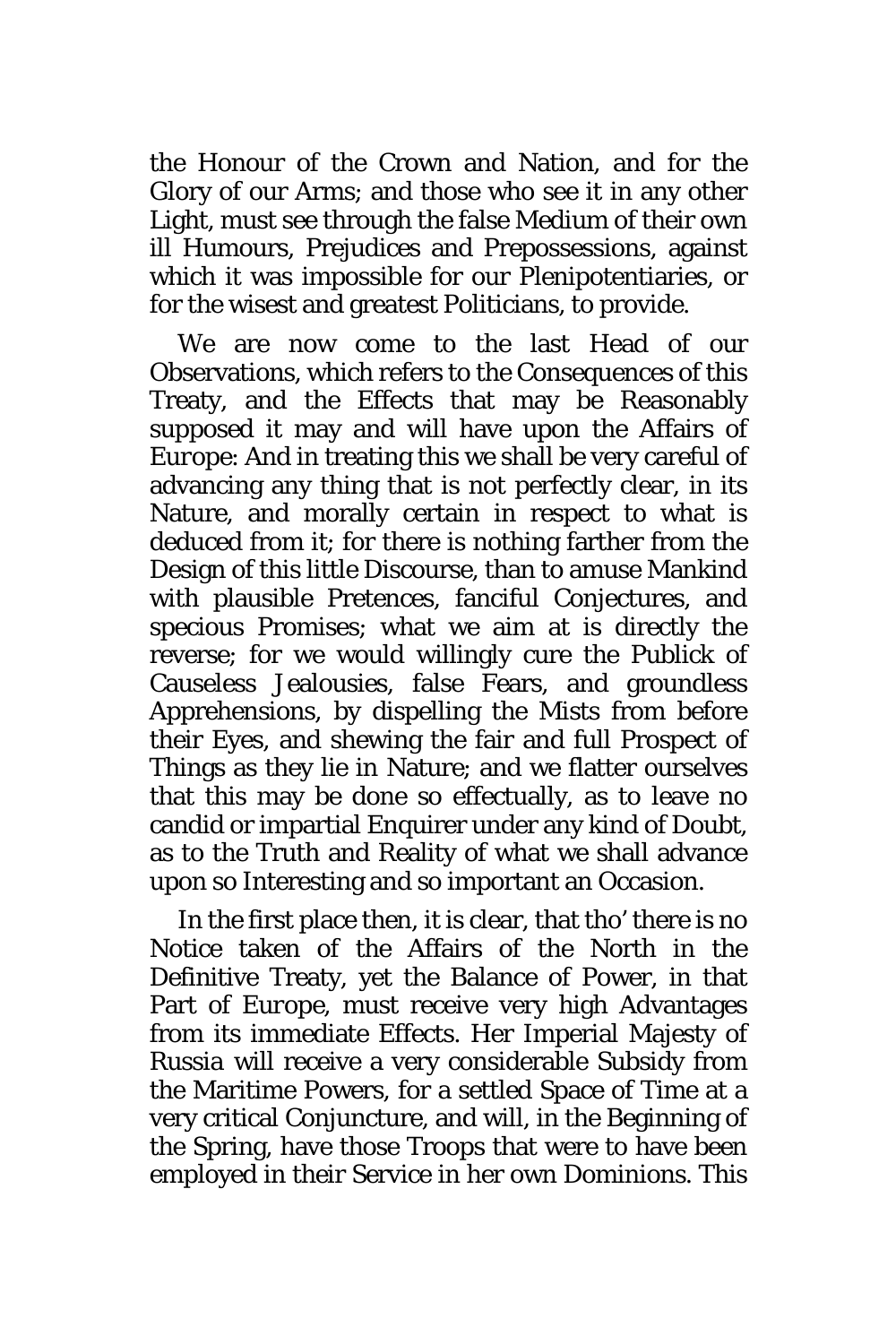the Honour of the Crown and Nation, and for the Glory of our Arms; and those who see it in any other Light, must see through the false Medium of their own ill Humours, Prejudices and Prepossessions, against which it was impossible for our Plenipotentiaries, or for the wisest and greatest Politicians, to provide.

We are now come to the last Head of our Observations, which refers to the Consequences of this Treaty, and the Effects that may be Reasonably supposed it may and will have upon the Affairs of Europe: And in treating this we shall be very careful of advancing any thing that is not perfectly clear, in its Nature, and morally certain in respect to what is deduced from it; for there is nothing farther from the Design of this little Discourse, than to amuse Mankind with plausible Pretences, fanciful Conjectures, and specious Promises; what we aim at is directly the reverse; for we would willingly cure the Publick of Causeless Jealousies, false Fears, and groundless Apprehensions, by dispelling the Mists from before their Eyes, and shewing the fair and full Prospect of Things as they lie in Nature; and we flatter ourselves that this may be done so effectually, as to leave no candid or impartial Enquirer under any kind of Doubt, as to the Truth and Reality of what we shall advance upon so Interesting and so important an Occasion.

In the first place then, it is clear, that tho' there is no Notice taken of the Affairs of the North in the Definitive Treaty, yet the Balance of Power, in that Part of Europe, must receive very high Advantages from its immediate Effects. Her Imperial Majesty of Russia will receive a very considerable Subsidy from the Maritime Powers, for a settled Space of Time at a very critical Conjuncture, and will, in the Beginning of the Spring, have those Troops that were to have been employed in their Service in her own Dominions. This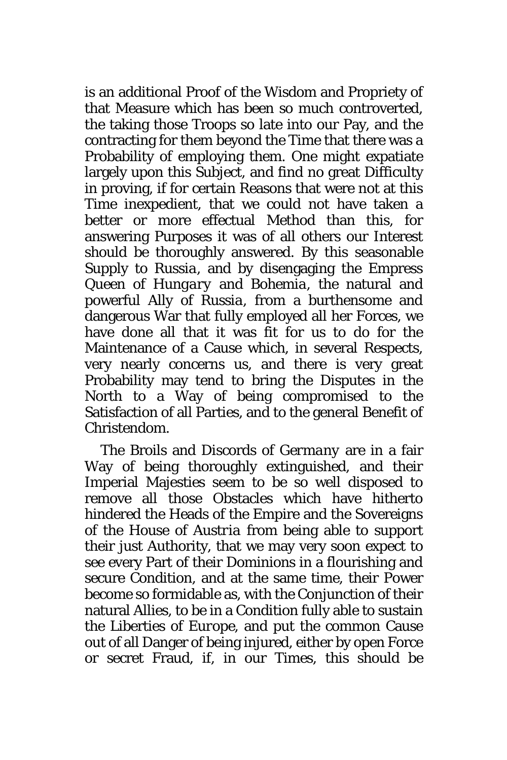is an additional Proof of the Wisdom and Propriety of that Measure which has been so much controverted, the taking those Troops so late into our Pay, and the contracting for them beyond the Time that there was a Probability of employing them. One might expatiate largely upon this Subject, and find no great Difficulty in proving, if for certain Reasons that were not at this Time inexpedient, that we could not have taken a better or more effectual Method than this, for answering Purposes it was of all others our Interest should be thoroughly answered. By this seasonable Supply to *Russia*, and by disengaging the Empress Queen of *Hungary* and *Bohemia*, the natural and powerful Ally of *Russia*, from a burthensome and dangerous War that fully employed all her Forces, we have done all that it was fit for us to do for the Maintenance of a Cause which, in several Respects, very nearly concerns us, and there is very great Probability may tend to bring the Disputes in the North to a Way of being compromised to the Satisfaction of all Parties, and to the general Benefit of Christendom.

The Broils and Discords of *Germany* are in a fair Way of being thoroughly extinguished, and their Imperial Majesties seem to be so well disposed to remove all those Obstacles which have hitherto hindered the Heads of the Empire and the Sovereigns of the House of *Austria* from being able to support their just Authority, that we may very soon expect to see every Part of their Dominions in a flourishing and secure Condition, and at the same time, their Power become so formidable as, with the Conjunction of their natural Allies, to be in a Condition fully able to sustain the Liberties of *Europe*, and put the common Cause out of all Danger of being injured, either by open Force or secret Fraud, if, in our Times, this should be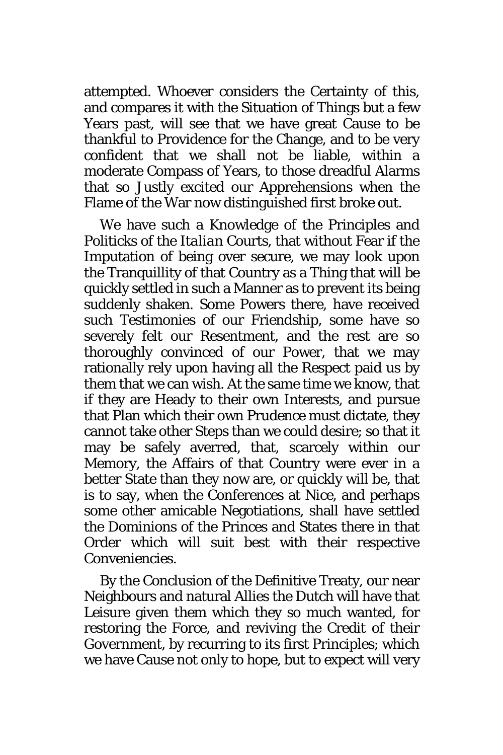attempted. Whoever considers the Certainty of this, and compares it with the Situation of Things but a few Years past, will see that we have great Cause to be thankful to Providence for the Change, and to be very confident that we shall not be liable, within a moderate Compass of Years, to those dreadful Alarms that so Justly excited our Apprehensions when the Flame of the War now distinguished first broke out.

We have such a Knowledge of the Principles and Politicks of the *Italian* Courts, that without Fear if the Imputation of being over secure, we may look upon the Tranquillity of that Country as a Thing that will be quickly settled in such a Manner as to prevent its being suddenly shaken. Some Powers there, have received such Testimonies of our Friendship, some have so severely felt our Resentment, and the rest are so thoroughly convinced of our Power, that we may rationally rely upon having all the Respect paid us by them that we can wish. At the same time we know, that if they are Heady to their own Interests, and pursue that Plan which their own Prudence must dictate, they cannot take other Steps than we could desire; so that it may be safely averred, that, scarcely within our Memory, the Affairs of that Country were ever in a better State than they now are, or quickly will be, that is to say, when the Conferences at Nice, and perhaps some other amicable Negotiations, shall have settled the Dominions of the Princes and States there in that Order which will suit best with their respective Conveniencies.

By the Conclusion of the Definitive Treaty, our near Neighbours and natural Allies the Dutch will have that Leisure given them which they so much wanted, for restoring the Force, and reviving the Credit of their Government, by recurring to its first Principles; which we have Cause not only to hope, but to expect will very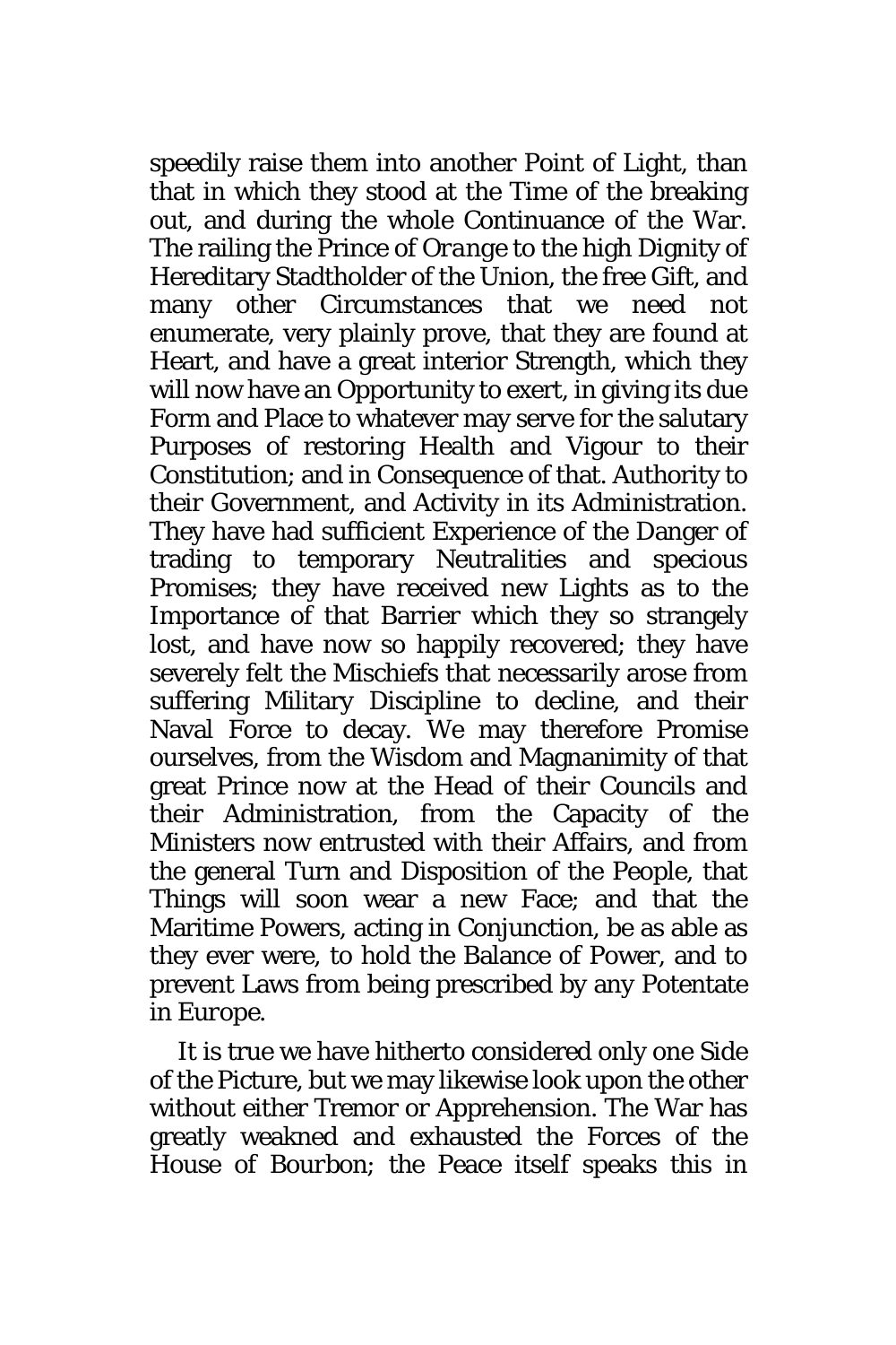speedily raise them into another Point of Light, than that in which they stood at the Time of the breaking out, and during the whole Continuance of the War. The railing the Prince of *Orange* to the high Dignity of Hereditary Stadtholder of the Union, the free Gift, and many other Circumstances that we need not enumerate, very plainly prove, that they are found at Heart, and have a great interior Strength, which they will now have an Opportunity to exert, in giving its due Form and Place to whatever may serve for the salutary Purposes of restoring Health and Vigour to their Constitution; and in Consequence of that. Authority to their Government, and Activity in its Administration. They have had sufficient Experience of the Danger of trading to temporary Neutralities and specious Promises; they have received new Lights as to the Importance of that Barrier which they so strangely lost, and have now so happily recovered; they have severely felt the Mischiefs that necessarily arose from suffering Military Discipline to decline, and their Naval Force to decay. We may therefore Promise ourselves, from the Wisdom and Magnanimity of that great Prince now at the Head of their Councils and their Administration, from the Capacity of the Ministers now entrusted with their Affairs, and from the general Turn and Disposition of the People, that Things will soon wear a new Face; and that the Maritime Powers, acting in Conjunction, be as able as they ever were, to hold the Balance of Power, and to prevent Laws from being prescribed by any Potentate in *Europe*.

It is true we have hitherto considered only one Side of the Picture, but we may likewise look upon the other without either Tremor or Apprehension. The War has greatly weakned and exhausted the Forces of the House of Bourbon; the Peace itself speaks this in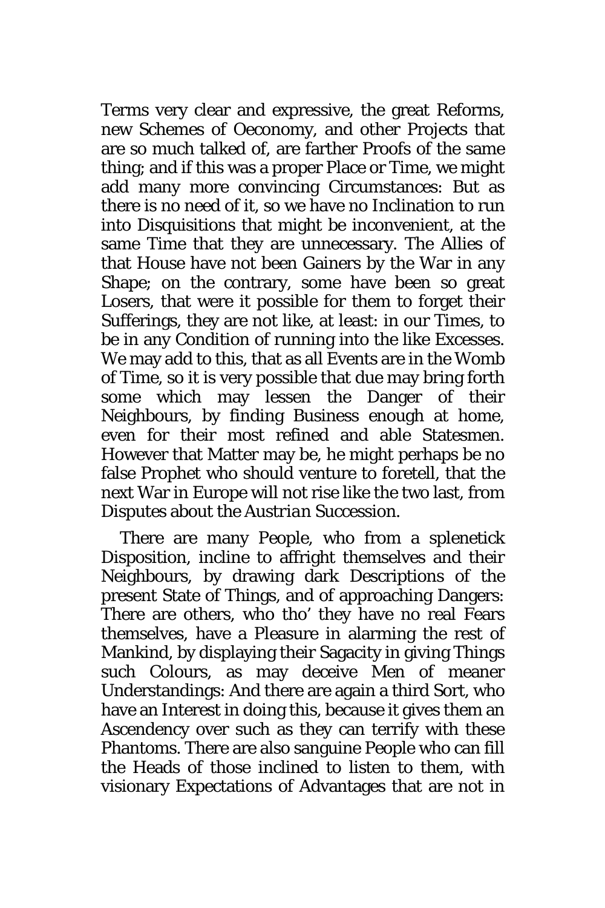Terms very clear and expressive, the great Reforms, new Schemes of Oeconomy, and other Projects that are so much talked of, are farther Proofs of the same thing; and if this was a proper Place or Time, we might add many more convincing Circumstances: But as there is no need of it, so we have no Inclination to run into Disquisitions that might be inconvenient, at the same Time that they are unnecessary. The Allies of that House have not been Gainers by the War in any Shape; on the contrary, some have been so great Losers, that were it possible for them to forget their Sufferings, they are not like, at least: in our Times, to be in any Condition of running into the like Excesses. We may add to this, that as all Events are in the Womb of Time, so it is very possible that due may bring forth some which may lessen the Danger of their Neighbours, by finding Business enough at home, even for their most refined and able Statesmen. However that Matter may be, he might perhaps be no false Prophet who should venture to foretell, that the next War in Europe will not rise like the two last, from Disputes about the *Austrian* Succession.

There are many People, who from a splenetick Disposition, incline to affright themselves and their Neighbours, by drawing dark Descriptions of the present State of Things, and of approaching Dangers: There are others, who tho' they have no real Fears themselves, have a Pleasure in alarming the rest of Mankind, by displaying their Sagacity in giving Things such Colours, as may deceive Men of meaner Understandings: And there are again a third Sort, who have an Interest in doing this, because it gives them an Ascendency over such as they can terrify with these Phantoms. There are also sanguine People who can fill the Heads of those inclined to listen to them, with visionary Expectations of Advantages that are not in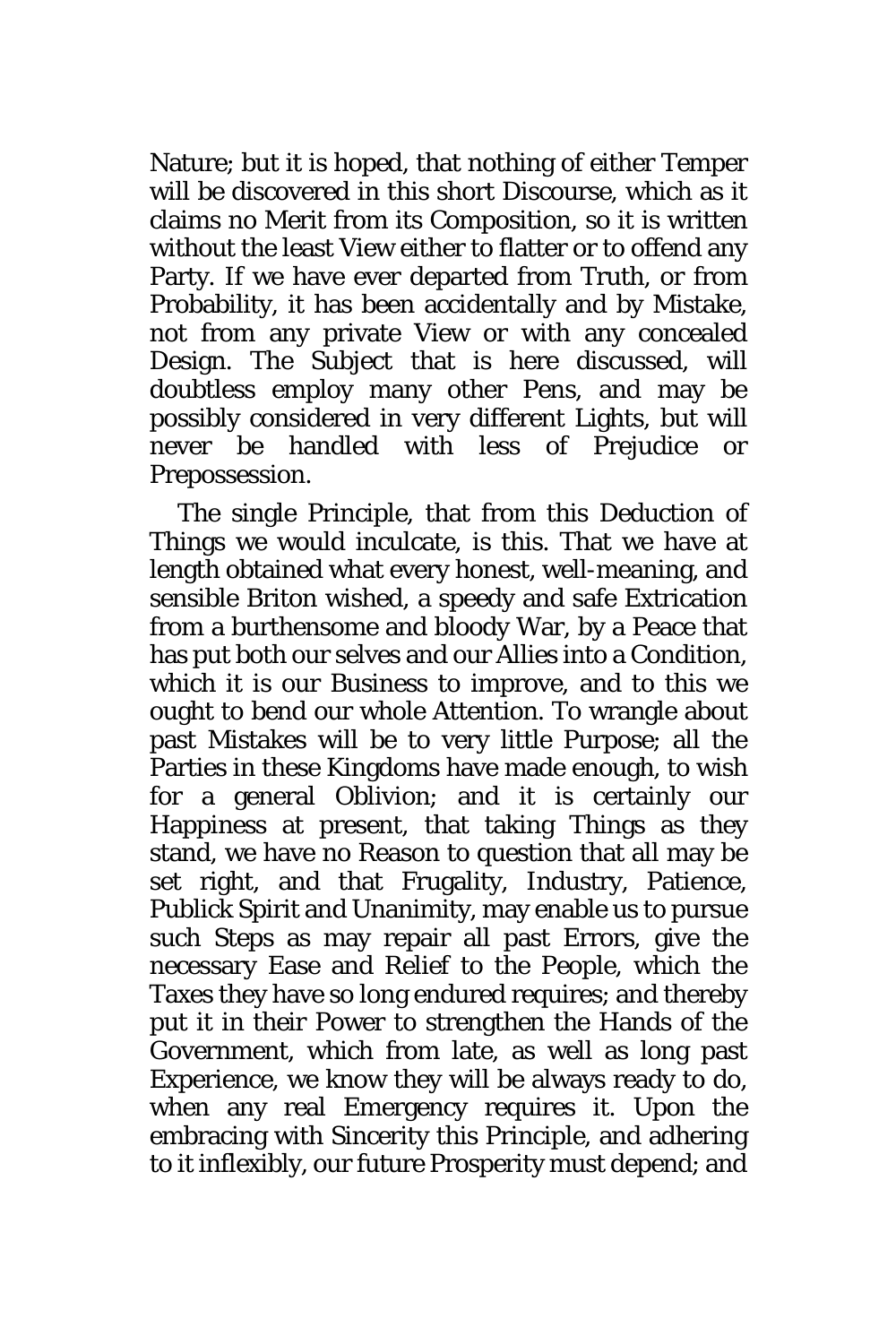Nature; but it is hoped, that nothing of either Temper will be discovered in this short Discourse, which as it claims no Merit from its Composition, so it is written without the least View either to flatter or to offend any Party. If we have ever departed from Truth, or from Probability, it has been accidentally and by Mistake, not from any private View or with any concealed Design. The Subject that is here discussed, will doubtless employ many other Pens, and may be possibly considered in very different Lights, but will never be handled with less of Prejudice or Prepossession.

The single Principle, that from this Deduction of Things we would inculcate, is this. That we have at length obtained what every honest, well-meaning, and sensible Briton wished, a speedy and safe Extrication from a burthensome and bloody War, by a Peace that has put both our selves and our Allies into a Condition, which it is our Business to improve, and to this we ought to bend our whole Attention. To wrangle about past Mistakes will be to very little Purpose; all the Parties in these Kingdoms have made enough, to wish for a general Oblivion; and it is certainly our Happiness at present, that taking Things as they stand, we have no Reason to question that all may be set right, and that Frugality, Industry, Patience, Publick Spirit and Unanimity, may enable us to pursue such Steps as may repair all past Errors, give the necessary Ease and Relief to the People, which the Taxes they have so long endured requires; and thereby put it in their Power to strengthen the Hands of the Government, which from late, as well as long past Experience, we know they will be always ready to do, when any real Emergency requires it. Upon the embracing with Sincerity this Principle, and adhering to it inflexibly, our future Prosperity must depend; and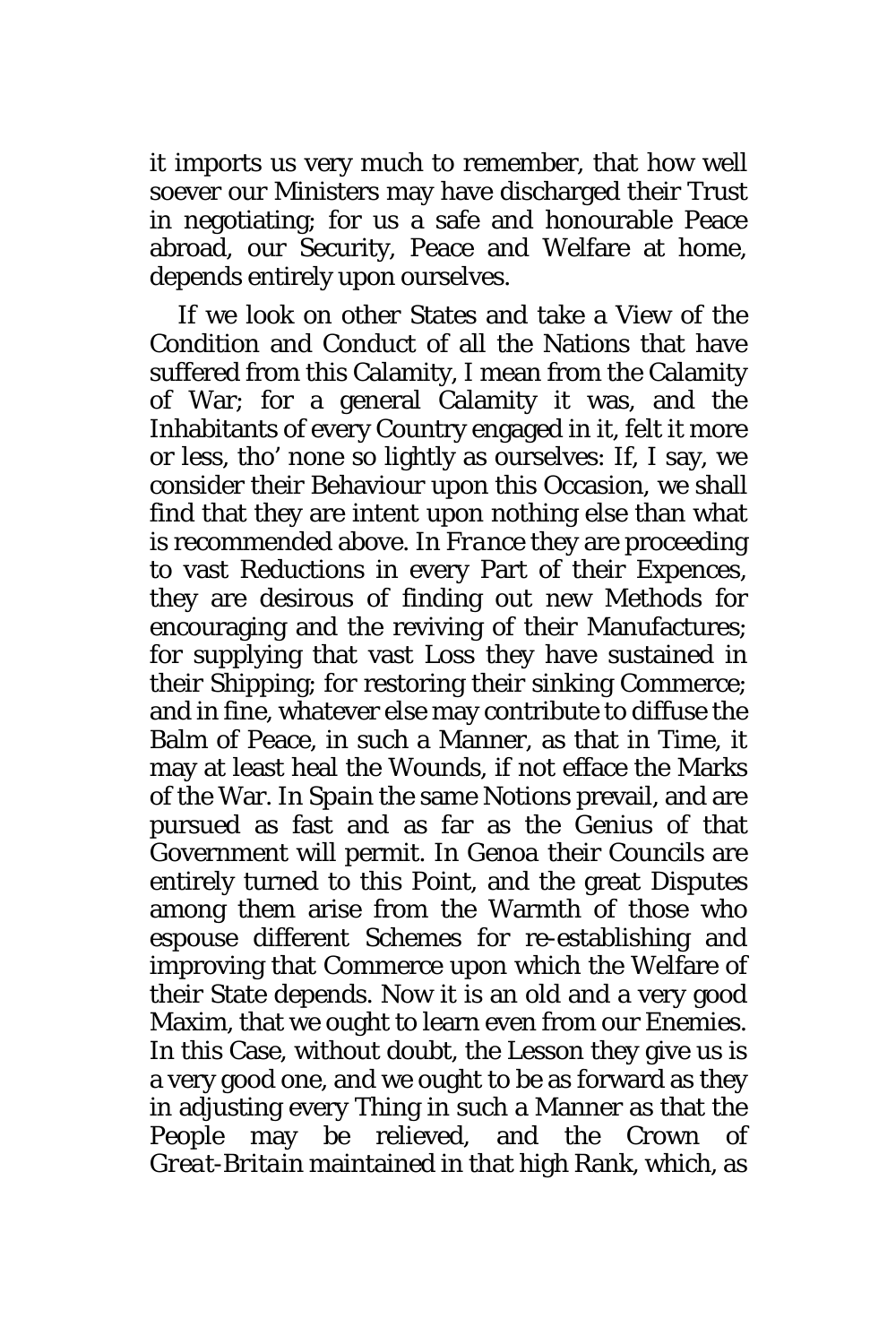it imports us very much to remember, that how well soever our Ministers may have discharged their Trust in negotiating; for us a safe and honourable Peace abroad, our Security, Peace and Welfare at home, depends entirely upon ourselves.

If we look on other States and take a View of the Condition and Conduct of all the Nations that have suffered from this Calamity, I mean from the Calamity of War; for a general Calamity it was, and the Inhabitants of every Country engaged in it, felt it more or less, tho' none so lightly as ourselves: If, I say, we consider their Behaviour upon this Occasion, we shall find that they are intent upon nothing else than what is recommended above. In *France* they are proceeding to vast Reductions in every Part of their Expences, they are desirous of finding out new Methods for encouraging and the reviving of their Manufactures; for supplying that vast Loss they have sustained in their Shipping; for restoring their sinking Commerce; and in fine, whatever else may contribute to diffuse the Balm of Peace, in such a Manner, as that in Time, it may at least heal the Wounds, if not efface the Marks of the War. In *Spain* the same Notions prevail, and are pursued as fast and as far as the Genius of that Government will permit. In *Genoa* their Councils are entirely turned to this Point, and the great Disputes among them arise from the Warmth of those who espouse different Schemes for re-establishing and improving that Commerce upon which the Welfare of their State depends. Now it is an old and a very good Maxim, that we ought to learn even from our Enemies. In this Case, without doubt, the Lesson they give us is a very good one, and we ought to be as forward as they in adjusting every Thing in such a Manner as that the People may be relieved, and the Crown of *Great-Britain* maintained in that high Rank, which, as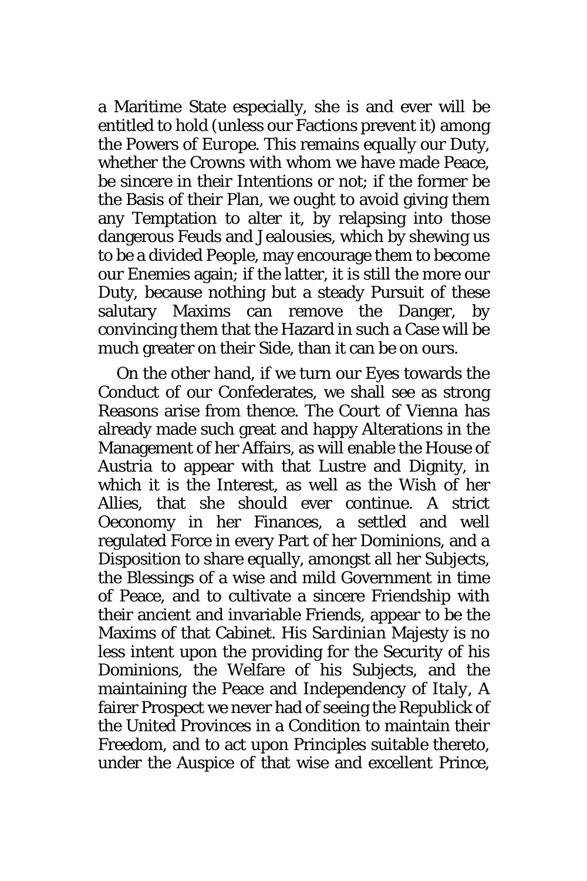a Maritime State especially, she is and ever will be entitled to hold (unless our Factions prevent it) among the Powers of *Europe*. This remains equally our Duty, whether the Crowns with whom we have made Peace, be sincere in their Intentions or not; if the former be the Basis of their Plan, we ought to avoid giving them any Temptation to alter it, by relapsing into those dangerous Feuds and Jealousies, which by shewing us to be a divided People, may encourage them to become our Enemies again; if the latter, it is still the more our Duty, because nothing but a steady Pursuit of these salutary Maxims can remove the Danger, by convincing them that the Hazard in such a Case will be much greater on their Side, than it can be on ours.

On the other hand, if we turn our Eyes towards the Conduct of our Confederates, we shall see as strong Reasons arise from thence. The Court of *Vienna* has already made such great and happy Alterations in the Management of her Affairs, as will enable the House of *Austria* to appear with that Lustre and Dignity, in which it is the Interest, as well as the Wish of her Allies, that she should ever continue. A strict Oeconomy in her Finances, a settled and well regulated Force in every Part of her Dominions, and a Disposition to share equally, amongst all her Subjects, the Blessings of a wise and mild Government in time of Peace, and to cultivate a sincere Friendship with their ancient and invariable Friends, appear to be the Maxims of that Cabinet. His *Sardinian* Majesty is no less intent upon the providing for the Security of his Dominions, the Welfare of his Subjects, and the maintaining the Peace and Independency of *Italy*, A fairer Prospect we never had of seeing the Republick of the United Provinces in a Condition to maintain their Freedom, and to act upon Principles suitable thereto, under the Auspice of that wise and excellent Prince,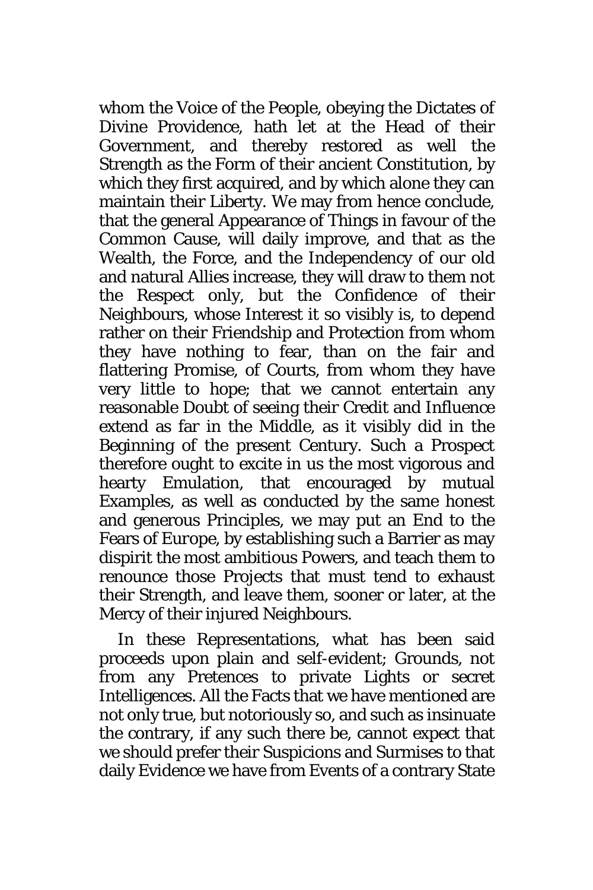whom the Voice of the People, obeying the Dictates of Divine Providence, hath let at the Head of their Government, and thereby restored as well the Strength as the Form of their ancient Constitution, by which they first acquired, and by which alone they can maintain their Liberty. We may from hence conclude, that the general Appearance of Things in favour of the Common Cause, will daily improve, and that as the Wealth, the Force, and the Independency of our old and natural Allies increase, they will draw to them not the Respect only, but the Confidence of their Neighbours, whose Interest it so visibly is, to depend rather on their Friendship and Protection from whom they have nothing to fear, than on the fair and flattering Promise, of Courts, from whom they have very little to hope; that we cannot entertain any reasonable Doubt of seeing their Credit and Influence extend as far in the Middle, as it visibly did in the Beginning of the present Century. Such a Prospect therefore ought to excite in us the most vigorous and hearty Emulation, that encouraged by mutual Examples, as well as conducted by the same honest and generous Principles, we may put an End to the Fears of Europe, by establishing such a Barrier as may dispirit the most ambitious Powers, and teach them to renounce those Projects that must tend to exhaust their Strength, and leave them, sooner or later, at the Mercy of their injured Neighbours.

In these Representations, what has been said proceeds upon plain and self-evident; Grounds, not from any Pretences to private Lights or secret Intelligences. All the Facts that we have mentioned are not only true, but notoriously so, and such as insinuate the contrary, if any such there be, cannot expect that we should prefer their Suspicions and Surmises to that daily Evidence we have from Events of a contrary State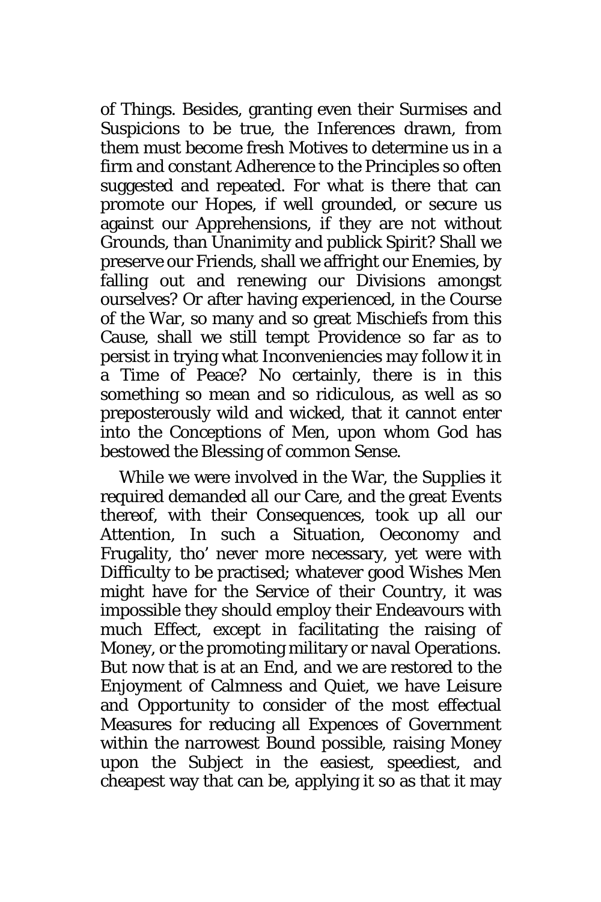of Things. Besides, granting even their Surmises and Suspicions to be true, the Inferences drawn, from them must become fresh Motives to determine us in a firm and constant Adherence to the Principles so often suggested and repeated. For what is there that can promote our Hopes, if well grounded, or secure us against our Apprehensions, if they are not without Grounds, than Unanimity and publick Spirit? Shall we preserve our Friends, shall we affright our Enemies, by falling out and renewing our Divisions amongst ourselves? Or after having experienced, in the Course of the War, so many and so great Mischiefs from this Cause, shall we still tempt Providence so far as to persist in trying what Inconveniencies may follow it in a Time of Peace? No certainly, there is in this something so mean and so ridiculous, as well as so preposterously wild and wicked, that it cannot enter into the Conceptions of Men, upon whom God has bestowed the Blessing of common Sense.

While we were involved in the War, the Supplies it required demanded all our Care, and the great Events thereof, with their Consequences, took up all our Attention, In such a Situation, Oeconomy and Frugality, tho' never more necessary, yet were with Difficulty to be practised; whatever good Wishes Men might have for the Service of their Country, it was impossible they should employ their Endeavours with much Effect, except in facilitating the raising of Money, or the promoting military or naval Operations. But now that is at an End, and we are restored to the Enjoyment of Calmness and Quiet, we have Leisure and Opportunity to consider of the most effectual Measures for reducing all Expences of Government within the narrowest Bound possible, raising Money upon the Subject in the easiest, speediest, and cheapest way that can be, applying it so as that it may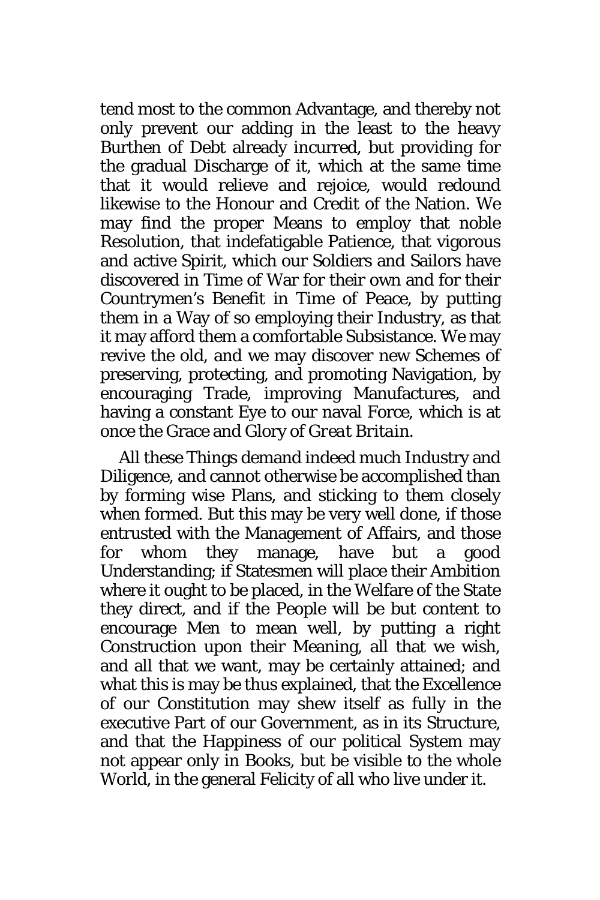tend most to the common Advantage, and thereby not only prevent our adding in the least to the heavy Burthen of Debt already incurred, but providing for the gradual Discharge of it, which at the same time that it would relieve and rejoice, would redound likewise to the Honour and Credit of the Nation. We may find the proper Means to employ that noble Resolution, that indefatigable Patience, that vigorous and active Spirit, which our Soldiers and Sailors have discovered in Time of War for their own and for their Countrymen's Benefit in Time of Peace, by putting them in a Way of so employing their Industry, as that it may afford them a comfortable Subsistance. We may revive the old, and we may discover new Schemes of preserving, protecting, and promoting Navigation, by encouraging Trade, improving Manufactures, and having a constant Eye to our naval Force, which is at once the Grace and Glory of *Great Britain*.

All these Things demand indeed much Industry and Diligence, and cannot otherwise be accomplished than by forming wise Plans, and sticking to them closely when formed. But this may be very well done, if those entrusted with the Management of Affairs, and those for whom they manage, have but a good Understanding; if Statesmen will place their Ambition where it ought to be placed, in the Welfare of the State they direct, and if the People will be but content to encourage Men to mean well, by putting a right Construction upon their Meaning, all that we wish, and all that we want, may be certainly attained; and what this is may be thus explained, that the Excellence of our Constitution may shew itself as fully in the executive Part of our Government, as in its Structure, and that the Happiness of our political System may not appear only in Books, but be visible to the whole World, in the general Felicity of all who live under it.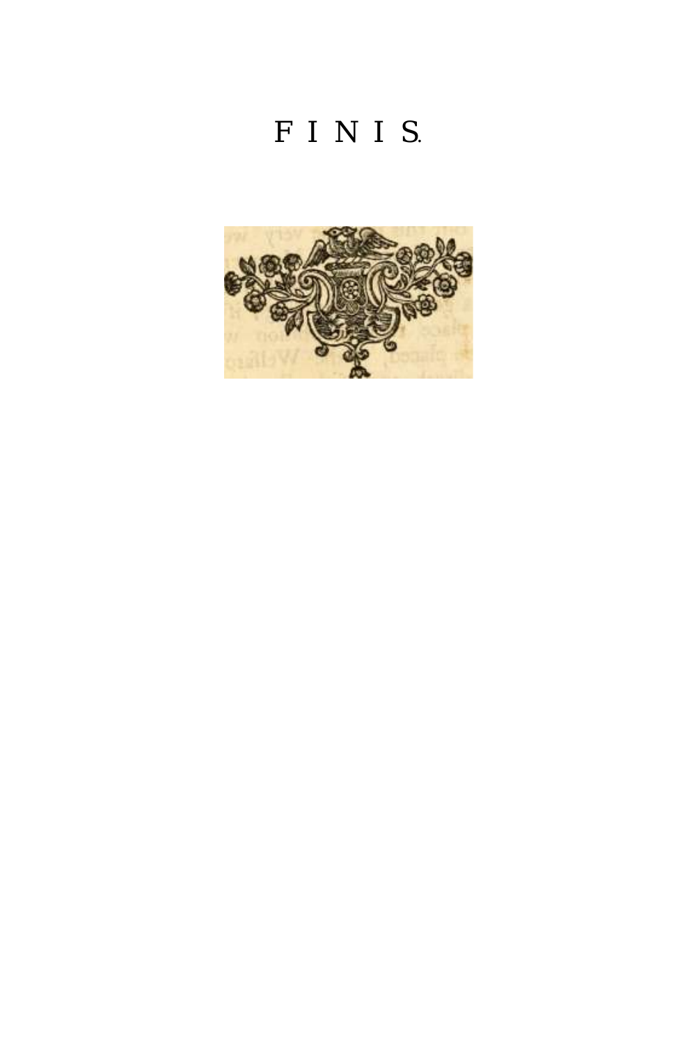FINIS.